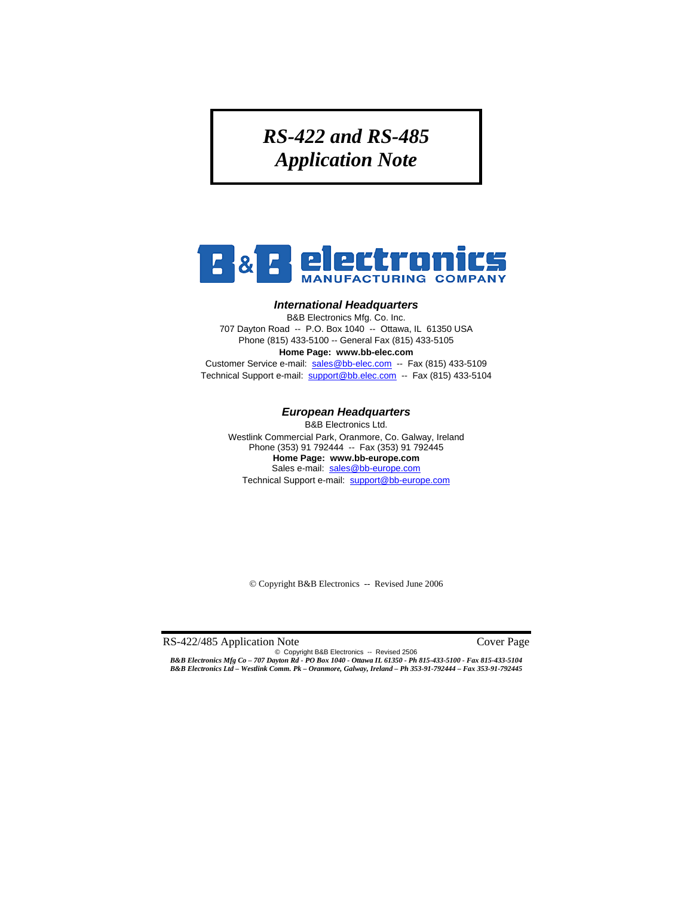# *RS-422 and RS-485 Application Note*

B&B electronics MANUFACTURING COMPANY

### *International Headquarters*

B&B Electronics Mfg. Co. Inc.
707 Dayton Road -- P.O. Box 1040 -- Ottawa, IL 61350 USA
Phone (815) 433-5100 -- General Fax (815) 433-5105
**Home Page: www.bb-elec.com**
Customer Service e-mail: sales@bb-elec.com -- Fax (815) 433-5109
Technical Support e-mail: support@bb.elec.com -- Fax (815) 433-5104

### *European Headquarters*

B&B Electronics Ltd.
Westlink Commercial Park, Oranmore, Co. Galway, Ireland
Phone (353) 91 792444 -- Fax (353) 91 792445
**Home Page: www.bb-europe.com**
Sales e-mail: sales@bb-europe.com
Technical Support e-mail: support@bb-europe.com

© Copyright B&B Electronics -- Revised June 2006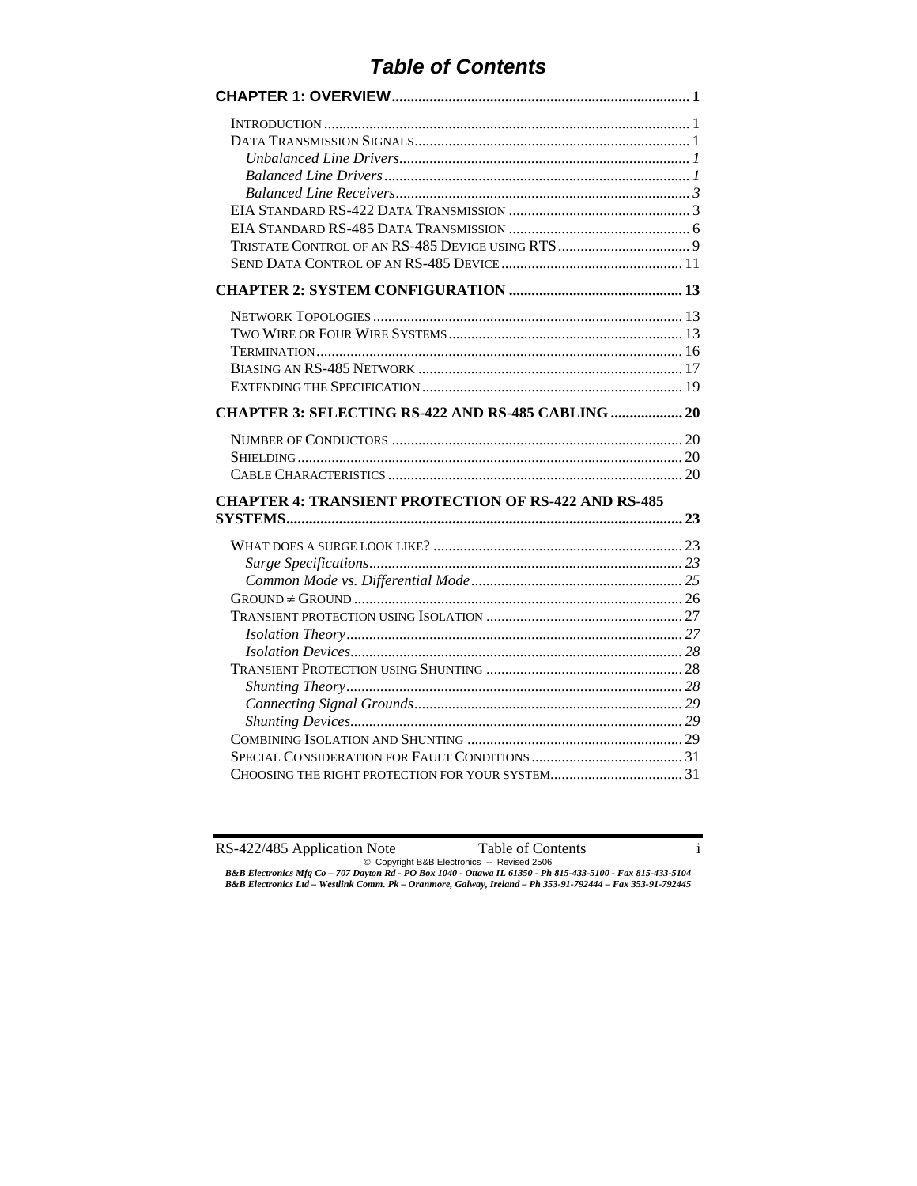# Table of Contents

**CHAPTER 1: OVERVIEW** .......... 1

- INTRODUCTION .......... 1
- DATA TRANSMISSION SIGNALS .......... 1
  - *Unbalanced Line Drivers* .......... *1*
  - *Balanced Line Drivers* .......... *1*
  - *Balanced Line Receivers* .......... *3*
- EIA STANDARD RS-422 DATA TRANSMISSION .......... 3
- EIA STANDARD RS-485 DATA TRANSMISSION .......... 6
- TRISTATE CONTROL OF AN RS-485 DEVICE USING RTS .......... 9
- SEND DATA CONTROL OF AN RS-485 DEVICE .......... 11

**CHAPTER 2: SYSTEM CONFIGURATION** .......... 13

- NETWORK TOPOLOGIES .......... 13
- TWO WIRE OR FOUR WIRE SYSTEMS .......... 13
- TERMINATION .......... 16
- BIASING AN RS-485 NETWORK .......... 17
- EXTENDING THE SPECIFICATION .......... 19

**CHAPTER 3: SELECTING RS-422 AND RS-485 CABLING** .......... 20

- NUMBER OF CONDUCTORS .......... 20
- SHIELDING .......... 20
- CABLE CHARACTERISTICS .......... 20

**CHAPTER 4: TRANSIENT PROTECTION OF RS-422 AND RS-485 SYSTEMS** .......... 23

- WHAT DOES A SURGE LOOK LIKE? .......... 23
  - *Surge Specifications* .......... *23*
  - *Common Mode vs. Differential Mode* .......... *25*
- GROUND ≠ GROUND .......... 26
- TRANSIENT PROTECTION USING ISOLATION .......... 27
  - *Isolation Theory* .......... *27*
  - *Isolation Devices* .......... *28*
- TRANSIENT PROTECTION USING SHUNTING .......... 28
  - *Shunting Theory* .......... *28*
  - *Connecting Signal Grounds* .......... *29*
  - *Shunting Devices* .......... *29*
- COMBINING ISOLATION AND SHUNTING .......... 29
- SPECIAL CONSIDERATION FOR FAULT CONDITIONS .......... 31
- CHOOSING THE RIGHT PROTECTION FOR YOUR SYSTEM .......... 31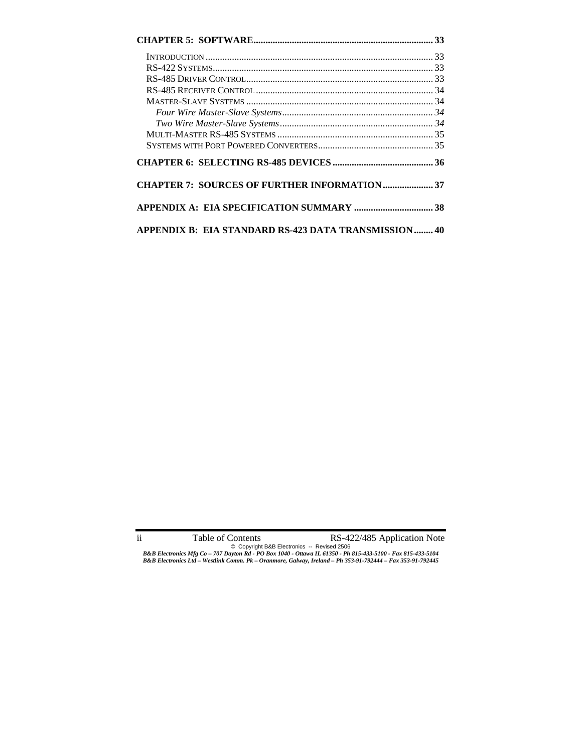**CHAPTER 5: SOFTWARE.......................................................................... 33**

INTRODUCTION ............................................................................................. 33
RS-422 SYSTEMS.......................................................................................... 33
RS-485 DRIVER CONTROL............................................................................. 33
RS-485 RECEIVER CONTROL ......................................................................... 34
MASTER-SLAVE SYSTEMS ............................................................................. 34
*Four Wire Master-Slave Systems............................................................... 34*
*Two Wire Master-Slave Systems................................................................ 34*
MULTI-MASTER RS-485 SYSTEMS ................................................................. 35
SYSTEMS WITH PORT POWERED CONVERTERS................................................ 35

**CHAPTER 6: SELECTING RS-485 DEVICES .......................................... 36**

**CHAPTER 7: SOURCES OF FURTHER INFORMATION..................... 37**

**APPENDIX A: EIA SPECIFICATION SUMMARY ................................. 38**

**APPENDIX B: EIA STANDARD RS-423 DATA TRANSMISSION........ 40**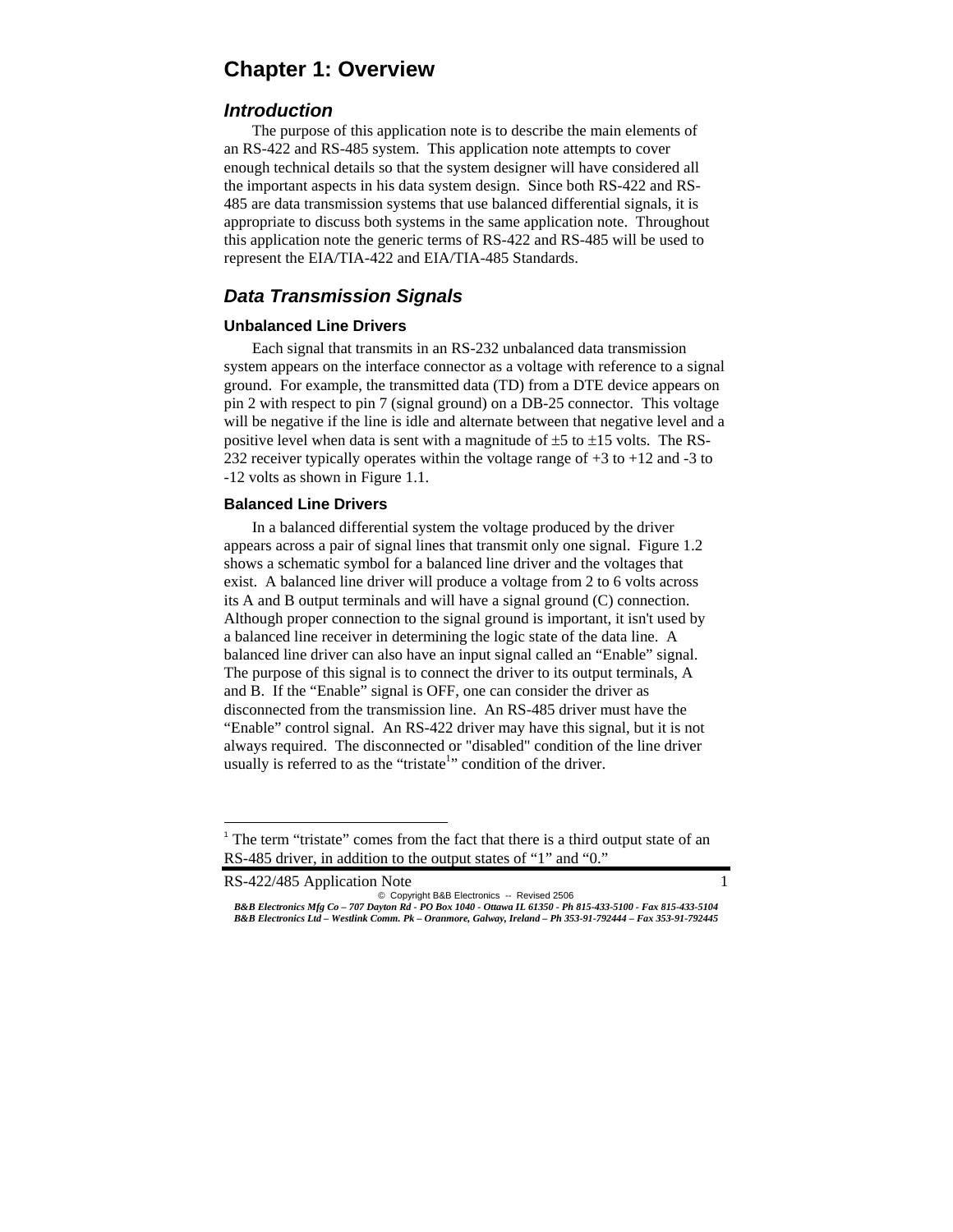# Chapter 1: Overview

## *Introduction*

The purpose of this application note is to describe the main elements of an RS-422 and RS-485 system. This application note attempts to cover enough technical details so that the system designer will have considered all the important aspects in his data system design. Since both RS-422 and RS-485 are data transmission systems that use balanced differential signals, it is appropriate to discuss both systems in the same application note. Throughout this application note the generic terms of RS-422 and RS-485 will be used to represent the EIA/TIA-422 and EIA/TIA-485 Standards.

## *Data Transmission Signals*

### Unbalanced Line Drivers

Each signal that transmits in an RS-232 unbalanced data transmission system appears on the interface connector as a voltage with reference to a signal ground. For example, the transmitted data (TD) from a DTE device appears on pin 2 with respect to pin 7 (signal ground) on a DB-25 connector. This voltage will be negative if the line is idle and alternate between that negative level and a positive level when data is sent with a magnitude of ±5 to ±15 volts. The RS-232 receiver typically operates within the voltage range of +3 to +12 and -3 to -12 volts as shown in Figure 1.1.

### Balanced Line Drivers

In a balanced differential system the voltage produced by the driver appears across a pair of signal lines that transmit only one signal. Figure 1.2 shows a schematic symbol for a balanced line driver and the voltages that exist. A balanced line driver will produce a voltage from 2 to 6 volts across its A and B output terminals and will have a signal ground (C) connection. Although proper connection to the signal ground is important, it isn't used by a balanced line receiver in determining the logic state of the data line. A balanced line driver can also have an input signal called an "Enable" signal. The purpose of this signal is to connect the driver to its output terminals, A and B. If the "Enable" signal is OFF, one can consider the driver as disconnected from the transmission line. An RS-485 driver must have the "Enable" control signal. An RS-422 driver may have this signal, but it is not always required. The disconnected or "disabled" condition of the line driver usually is referred to as the "tristate[1]" condition of the driver.

---

[1] The term "tristate" comes from the fact that there is a third output state of an RS-485 driver, in addition to the output states of "1" and "0."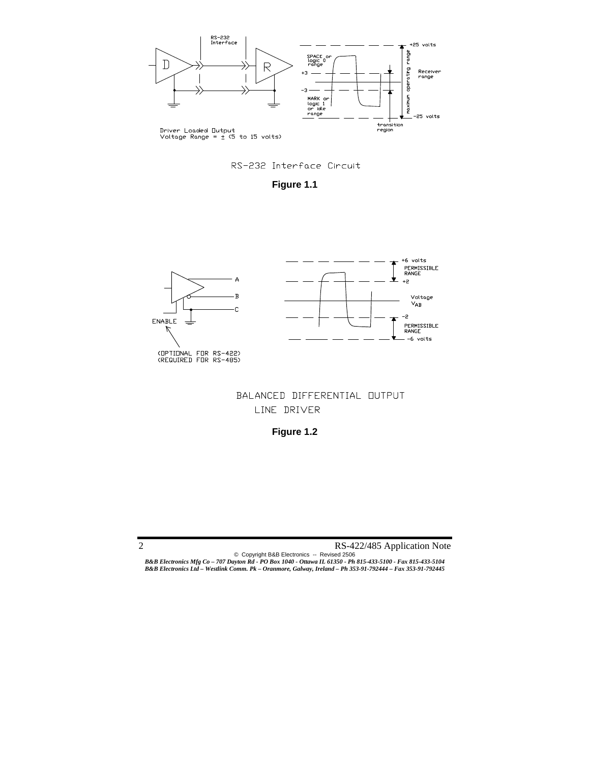RS-232 Interface

D R

+25 volts

SPACE or logic 0 range

+3

-3

MARK or logic 1 or idle range

maximum operating range

Receiver range

-25 volts

transition region

Driver Loaded Output
Voltage Range = ± (5 to 15 volts)

RS-232 Interface Circuit

**Figure 1.1**

A

B

C

ENABLE

(OPTIONAL FOR RS-422)
(REQUIRED FOR RS-485)

+6 volts

PERMISSIBLE RANGE

+2

Voltage $V_{AB}$

-2

PERMISSIBLE RANGE

-6 volts

BALANCED DIFFERENTIAL OUTPUT LINE DRIVER

**Figure 1.2**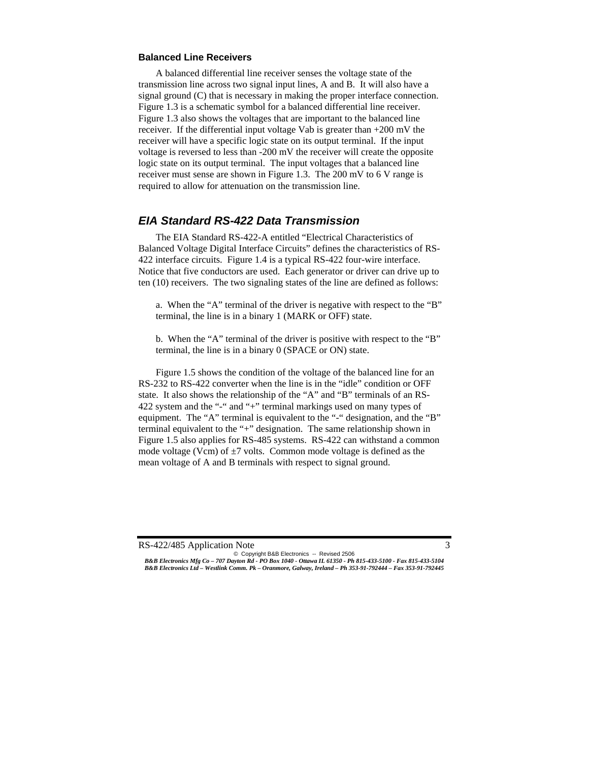### Balanced Line Receivers

A balanced differential line receiver senses the voltage state of the transmission line across two signal input lines, A and B. It will also have a signal ground (C) that is necessary in making the proper interface connection. Figure 1.3 is a schematic symbol for a balanced differential line receiver. Figure 1.3 also shows the voltages that are important to the balanced line receiver. If the differential input voltage Vab is greater than +200 mV the receiver will have a specific logic state on its output terminal. If the input voltage is reversed to less than -200 mV the receiver will create the opposite logic state on its output terminal. The input voltages that a balanced line receiver must sense are shown in Figure 1.3. The 200 mV to 6 V range is required to allow for attenuation on the transmission line.

## *EIA Standard RS-422 Data Transmission*

The EIA Standard RS-422-A entitled "Electrical Characteristics of Balanced Voltage Digital Interface Circuits" defines the characteristics of RS-422 interface circuits. Figure 1.4 is a typical RS-422 four-wire interface. Notice that five conductors are used. Each generator or driver can drive up to ten (10) receivers. The two signaling states of the line are defined as follows:

a. When the "A" terminal of the driver is negative with respect to the "B" terminal, the line is in a binary 1 (MARK or OFF) state.

b. When the "A" terminal of the driver is positive with respect to the "B" terminal, the line is in a binary 0 (SPACE or ON) state.

Figure 1.5 shows the condition of the voltage of the balanced line for an RS-232 to RS-422 converter when the line is in the "idle" condition or OFF state. It also shows the relationship of the "A" and "B" terminals of an RS-422 system and the "-" and "+" terminal markings used on many types of equipment. The "A" terminal is equivalent to the "-" designation, and the "B" terminal equivalent to the "+" designation. The same relationship shown in Figure 1.5 also applies for RS-485 systems. RS-422 can withstand a common mode voltage (Vcm) of ±7 volts. Common mode voltage is defined as the mean voltage of A and B terminals with respect to signal ground.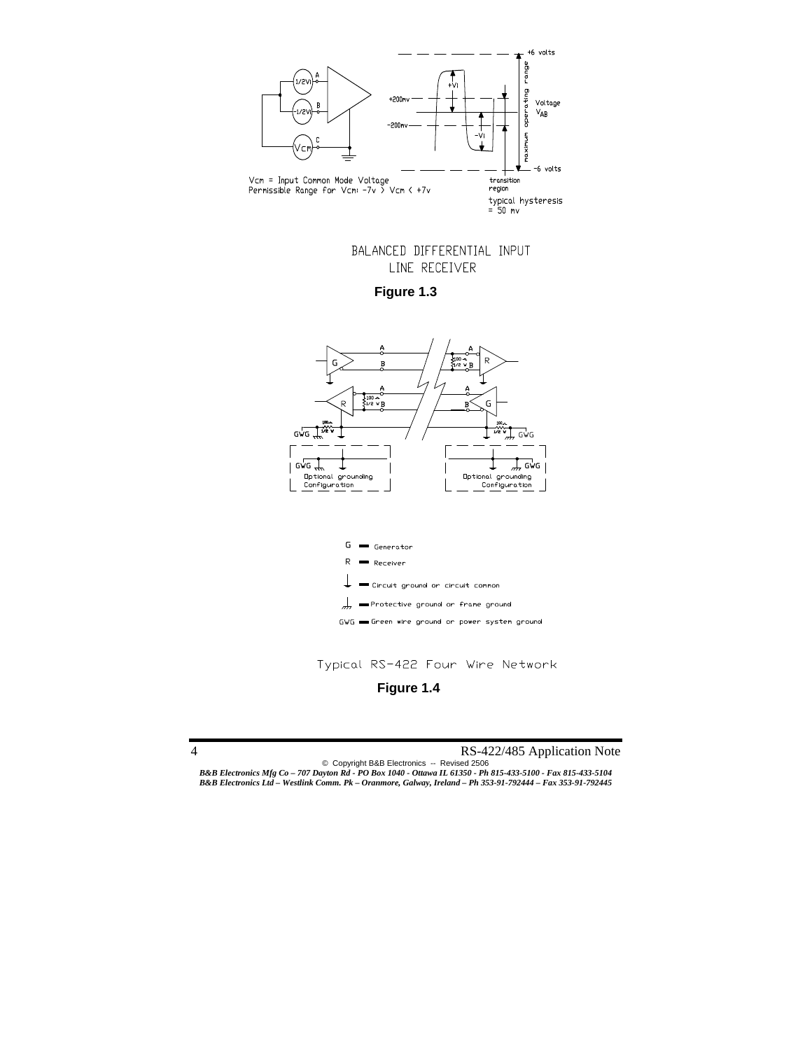Vcm = Input Common Mode Voltage
Permissible Range for Vcm: -7v > Vcm < +7v

+6 volts

+200mv

-200mv

-6 volts

Voltage $V_{AB}$

maximum operating range

transition region

typical hysteresis = 50 mv

BALANCED DIFFERENTIAL INPUT LINE RECEIVER

**Figure 1.3**

G — Generator

R — Receiver

Circuit ground or circuit common

Protective ground or frame ground

GWG — Green wire ground or power system ground

Optional grounding Configuration

Typical RS-422 Four Wire Network

**Figure 1.4**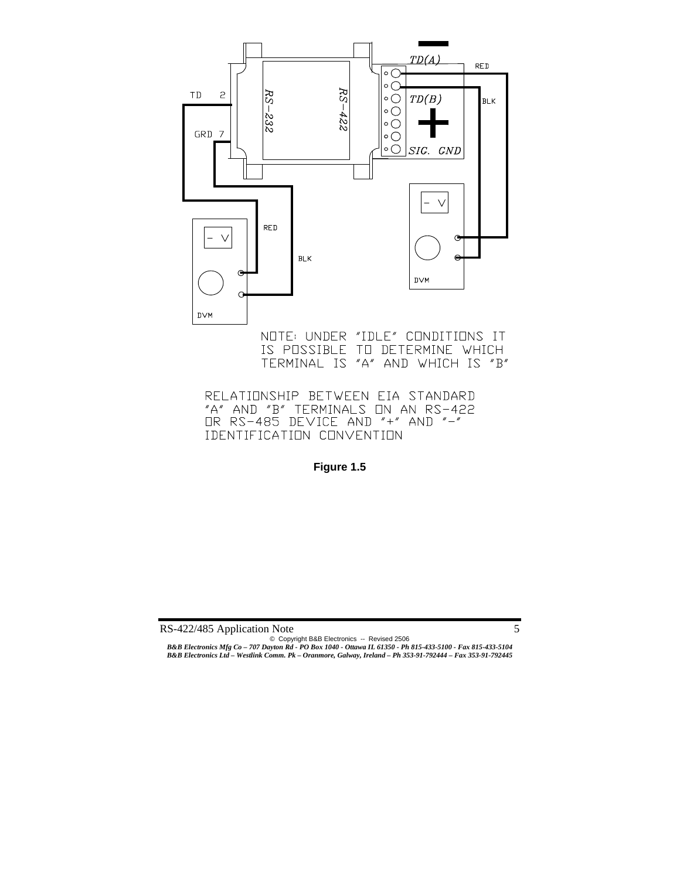TD 2

GRD 7

RS-232

RS-422

TD(A)

TD(B)

SIG. GND

RED

BLK

RED

BLK

- V

DVM

- V

DVM

NOTE: UNDER "IDLE" CONDITIONS IT IS POSSIBLE TO DETERMINE WHICH TERMINAL IS "A" AND WHICH IS "B"

RELATIONSHIP BETWEEN EIA STANDARD "A" AND "B" TERMINALS ON AN RS-422 OR RS-485 DEVICE AND "+" AND "-" IDENTIFICATION CONVENTION

**Figure 1.5**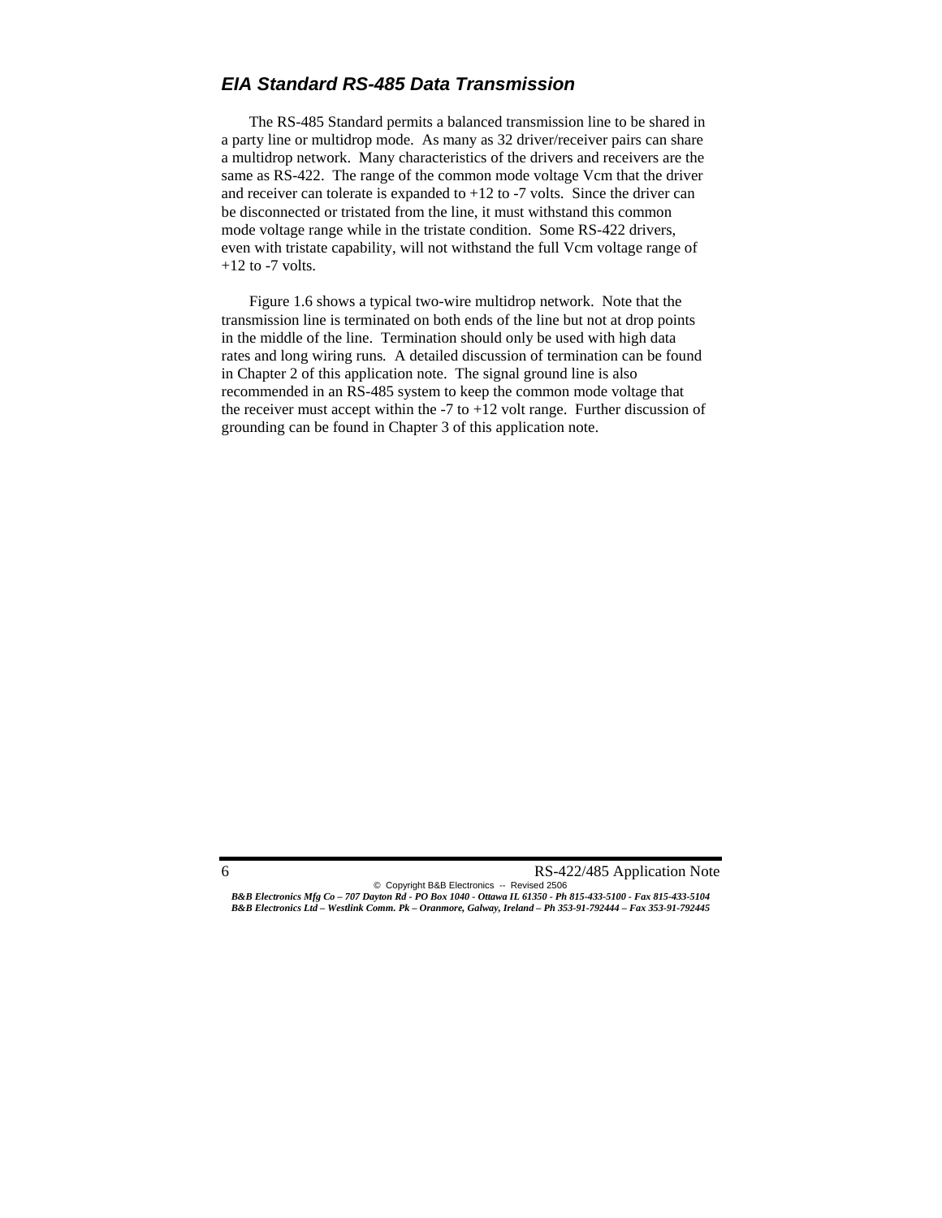## *EIA Standard RS-485 Data Transmission*

The RS-485 Standard permits a balanced transmission line to be shared in a party line or multidrop mode. As many as 32 driver/receiver pairs can share a multidrop network. Many characteristics of the drivers and receivers are the same as RS-422. The range of the common mode voltage Vcm that the driver and receiver can tolerate is expanded to +12 to -7 volts. Since the driver can be disconnected or tristated from the line, it must withstand this common mode voltage range while in the tristate condition. Some RS-422 drivers, even with tristate capability, will not withstand the full Vcm voltage range of +12 to -7 volts.

Figure 1.6 shows a typical two-wire multidrop network. Note that the transmission line is terminated on both ends of the line but not at drop points in the middle of the line. Termination should only be used with high data rates and long wiring runs. A detailed discussion of termination can be found in Chapter 2 of this application note. The signal ground line is also recommended in an RS-485 system to keep the common mode voltage that the receiver must accept within the -7 to +12 volt range. Further discussion of grounding can be found in Chapter 3 of this application note.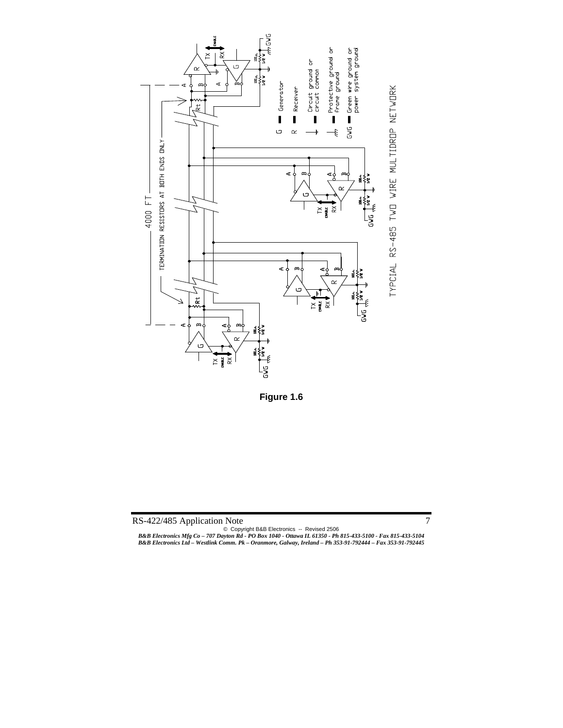**Figure 1.6**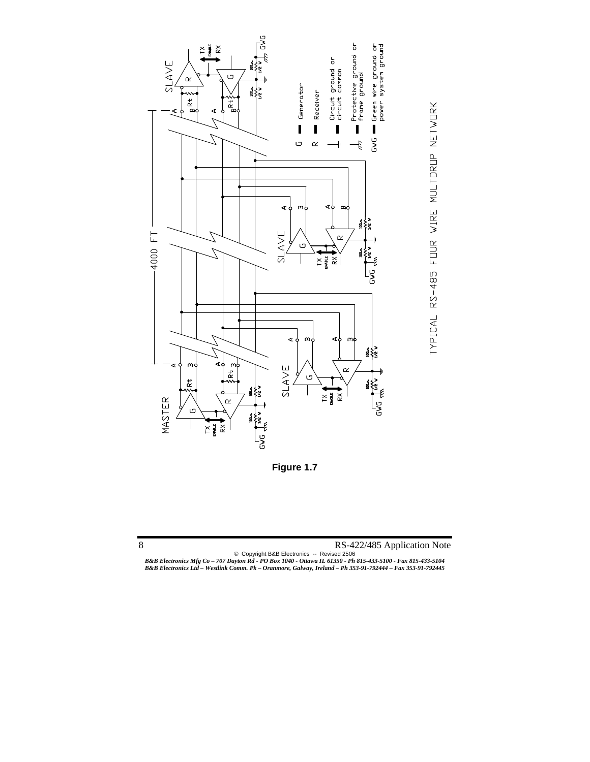Figure 1.7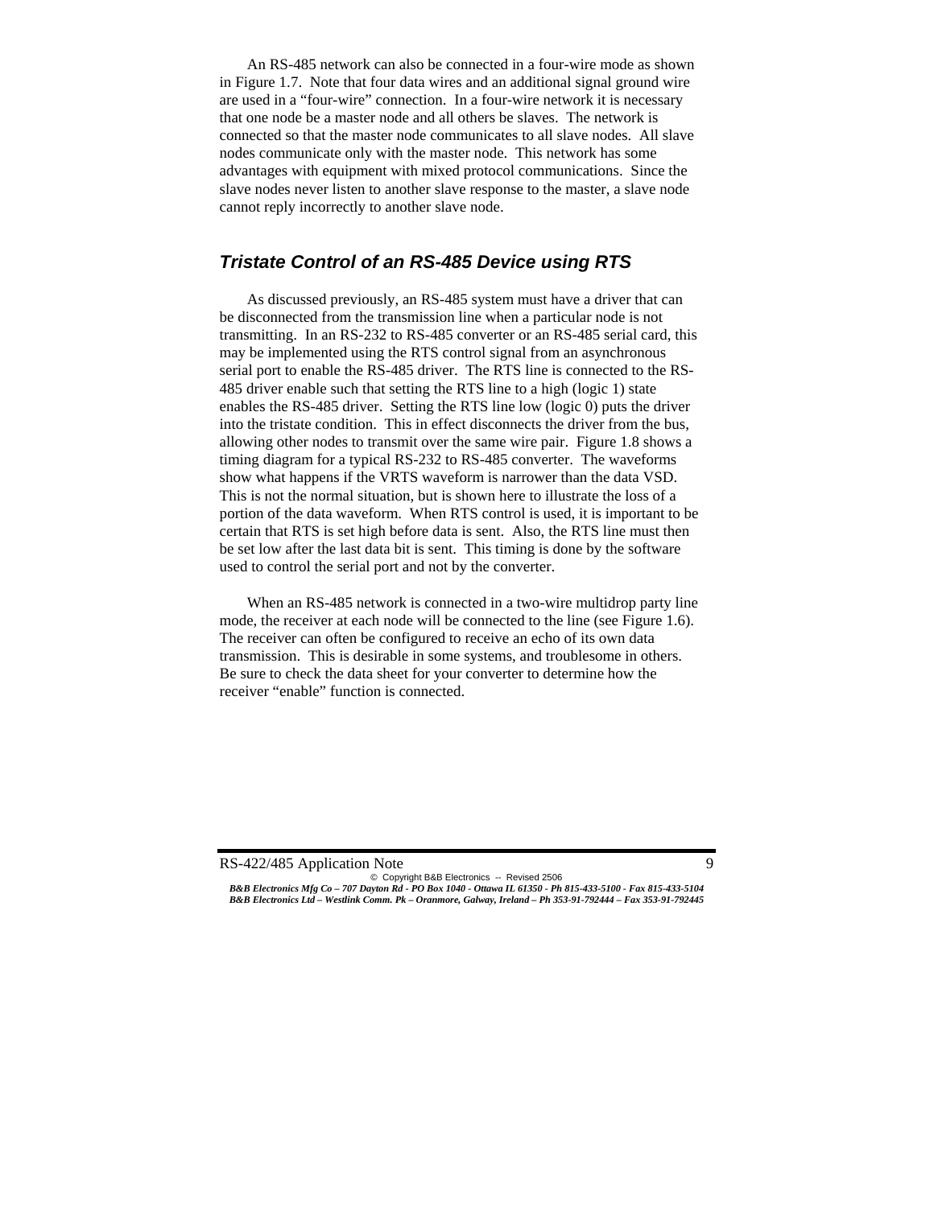An RS-485 network can also be connected in a four-wire mode as shown in Figure 1.7. Note that four data wires and an additional signal ground wire are used in a "four-wire" connection. In a four-wire network it is necessary that one node be a master node and all others be slaves. The network is connected so that the master node communicates to all slave nodes. All slave nodes communicate only with the master node. This network has some advantages with equipment with mixed protocol communications. Since the slave nodes never listen to another slave response to the master, a slave node cannot reply incorrectly to another slave node.

## *Tristate Control of an RS-485 Device using RTS*

As discussed previously, an RS-485 system must have a driver that can be disconnected from the transmission line when a particular node is not transmitting. In an RS-232 to RS-485 converter or an RS-485 serial card, this may be implemented using the RTS control signal from an asynchronous serial port to enable the RS-485 driver. The RTS line is connected to the RS-485 driver enable such that setting the RTS line to a high (logic 1) state enables the RS-485 driver. Setting the RTS line low (logic 0) puts the driver into the tristate condition. This in effect disconnects the driver from the bus, allowing other nodes to transmit over the same wire pair. Figure 1.8 shows a timing diagram for a typical RS-232 to RS-485 converter. The waveforms show what happens if the VRTS waveform is narrower than the data VSD. This is not the normal situation, but is shown here to illustrate the loss of a portion of the data waveform. When RTS control is used, it is important to be certain that RTS is set high before data is sent. Also, the RTS line must then be set low after the last data bit is sent. This timing is done by the software used to control the serial port and not by the converter.

When an RS-485 network is connected in a two-wire multidrop party line mode, the receiver at each node will be connected to the line (see Figure 1.6). The receiver can often be configured to receive an echo of its own data transmission. This is desirable in some systems, and troublesome in others. Be sure to check the data sheet for your converter to determine how the receiver "enable" function is connected.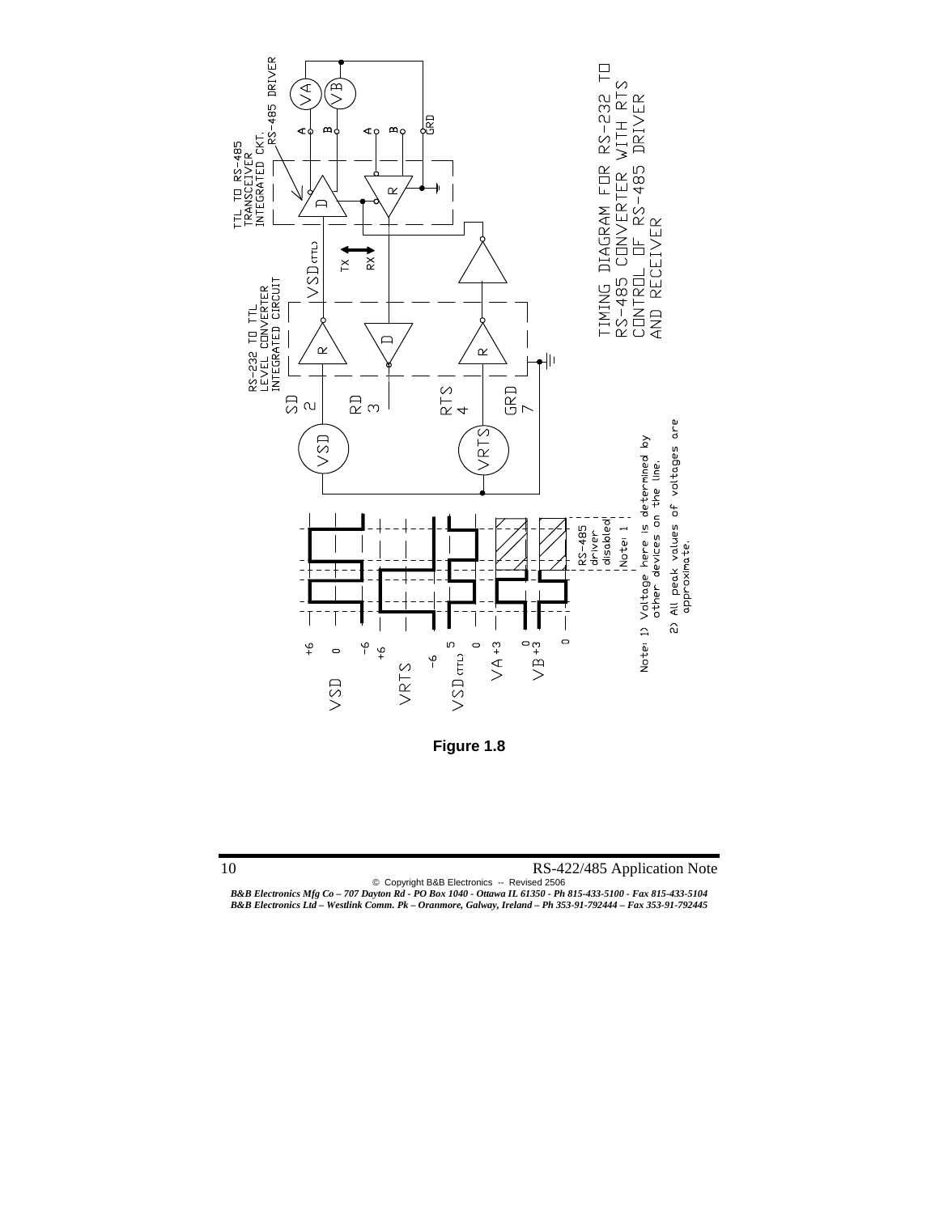TIMING DIAGRAM FOR RS-232 TO RS-485 CONVERTER WITH RTS CONTROL OF RS-485 DRIVER AND RECEIVER

Note: 1) Voltage here is determined by other devices on the line.

2) All peak values of voltages are approximate.

**Figure 1.8**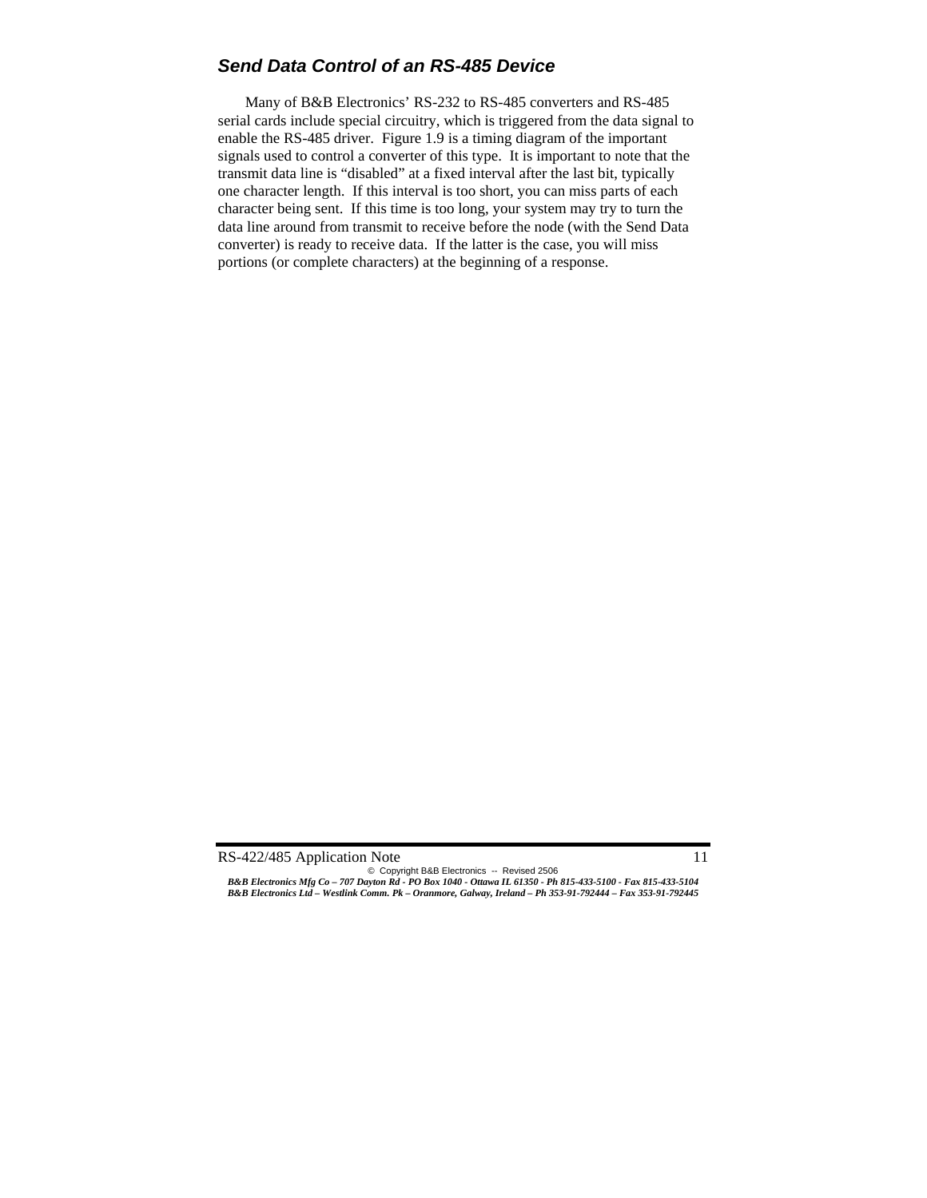### *Send Data Control of an RS-485 Device*

Many of B&B Electronics' RS-232 to RS-485 converters and RS-485 serial cards include special circuitry, which is triggered from the data signal to enable the RS-485 driver. Figure 1.9 is a timing diagram of the important signals used to control a converter of this type. It is important to note that the transmit data line is "disabled" at a fixed interval after the last bit, typically one character length. If this interval is too short, you can miss parts of each character being sent. If this time is too long, your system may try to turn the data line around from transmit to receive before the node (with the Send Data converter) is ready to receive data. If the latter is the case, you will miss portions (or complete characters) at the beginning of a response.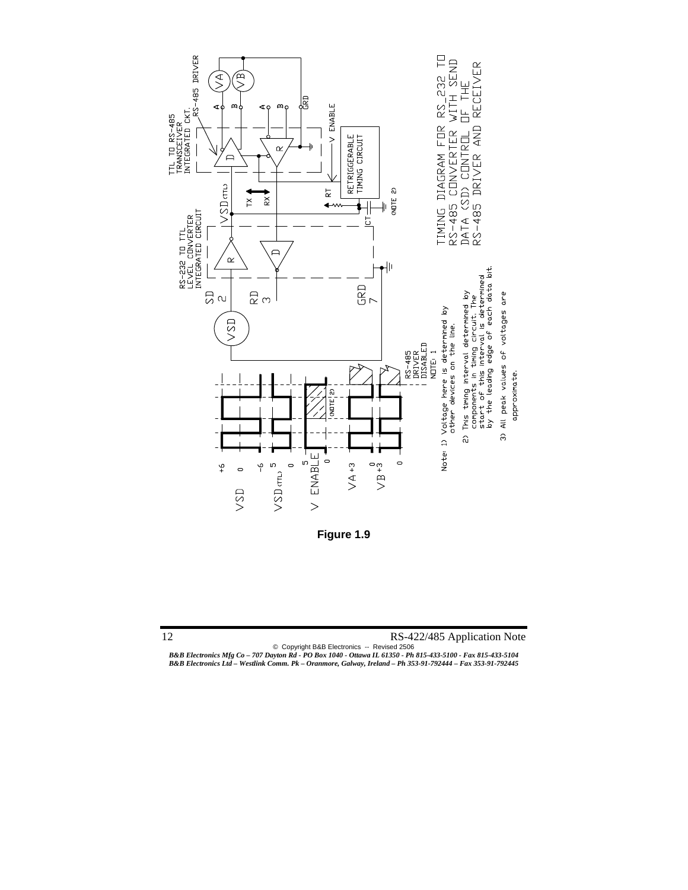TIMING DIAGRAM FOR RS_232 TO RS-485 CONVERTER WITH SEND DATA (SD) CONTROL OF THE RS-485 DRIVER AND RECEIVER

Note: 1) Voltage here is determined by other devices on the line.

2) This timing interval determined by components in timing circuit. The start of this interval is determined by the leading edge of each data bit.

3) All peak values of voltages are approximate.

**Figure 1.9**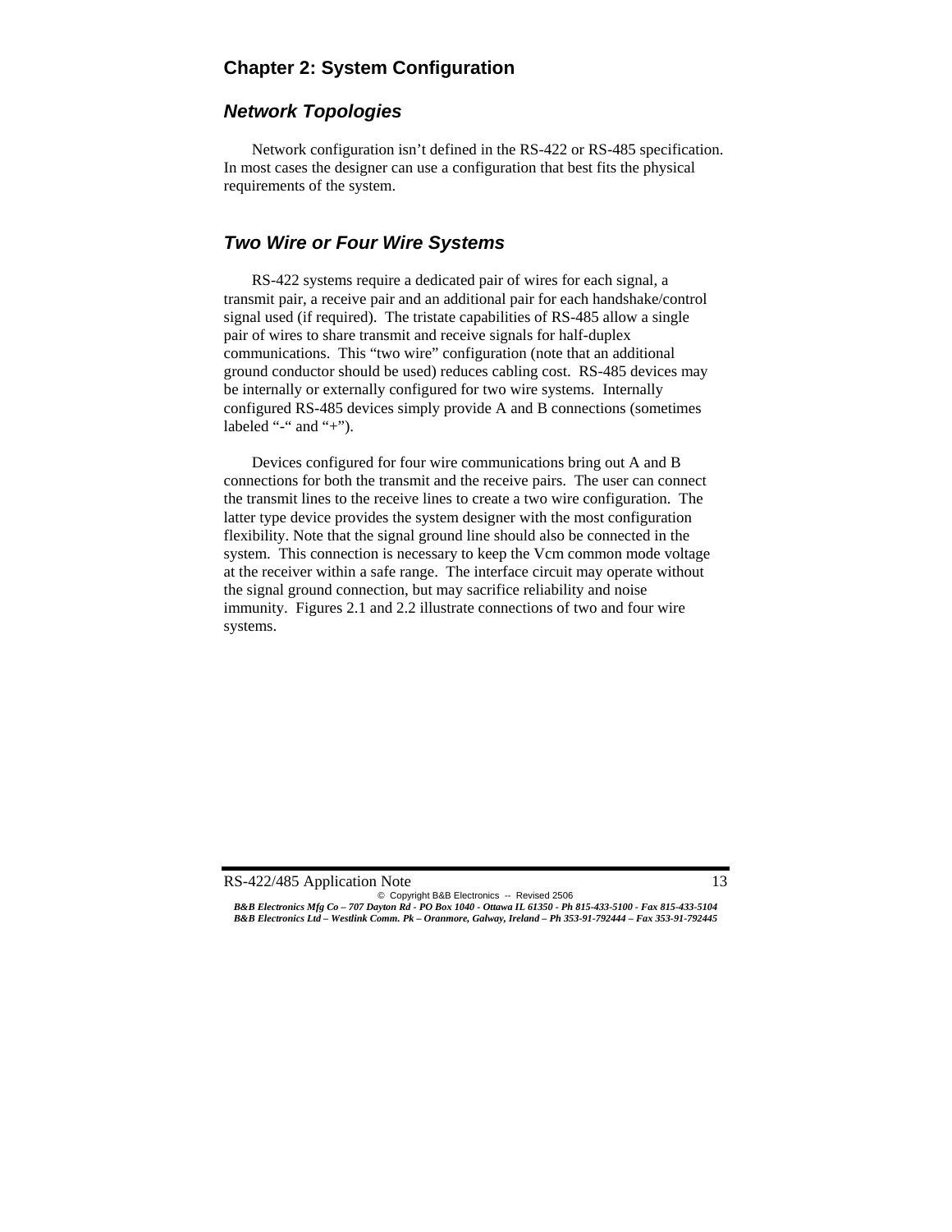# Chapter 2: System Configuration

## *Network Topologies*

Network configuration isn’t defined in the RS-422 or RS-485 specification. In most cases the designer can use a configuration that best fits the physical requirements of the system.

## *Two Wire or Four Wire Systems*

RS-422 systems require a dedicated pair of wires for each signal, a transmit pair, a receive pair and an additional pair for each handshake/control signal used (if required). The tristate capabilities of RS-485 allow a single pair of wires to share transmit and receive signals for half-duplex communications. This “two wire” configuration (note that an additional ground conductor should be used) reduces cabling cost. RS-485 devices may be internally or externally configured for two wire systems. Internally configured RS-485 devices simply provide A and B connections (sometimes labeled “-“ and “+”).

Devices configured for four wire communications bring out A and B connections for both the transmit and the receive pairs. The user can connect the transmit lines to the receive lines to create a two wire configuration. The latter type device provides the system designer with the most configuration flexibility. Note that the signal ground line should also be connected in the system. This connection is necessary to keep the Vcm common mode voltage at the receiver within a safe range. The interface circuit may operate without the signal ground connection, but may sacrifice reliability and noise immunity. Figures 2.1 and 2.2 illustrate connections of two and four wire systems.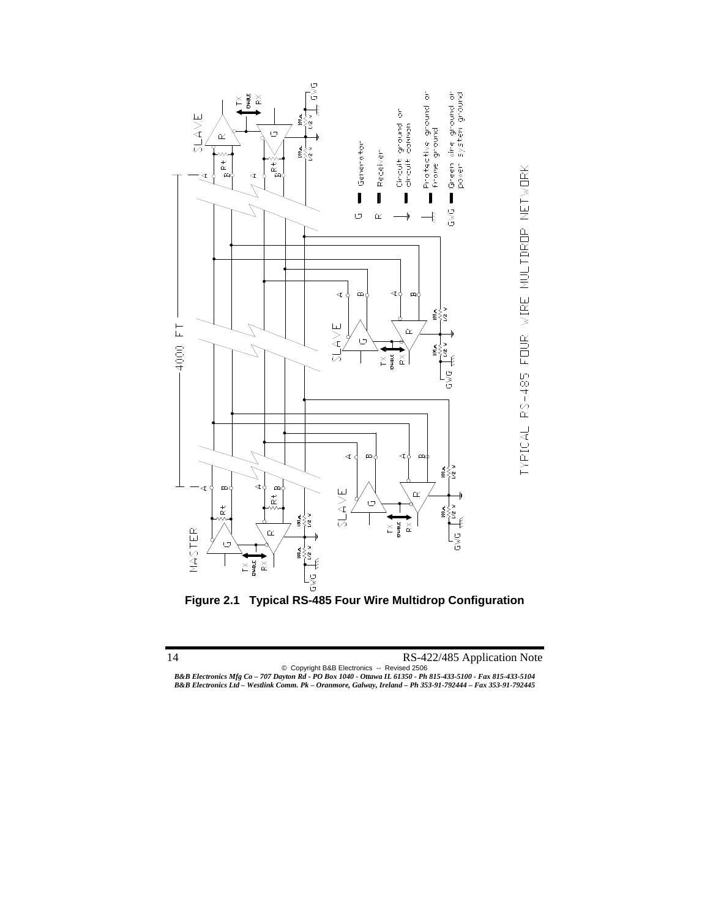Figure 2.1 Typical RS-485 Four Wire Multidrop Configuration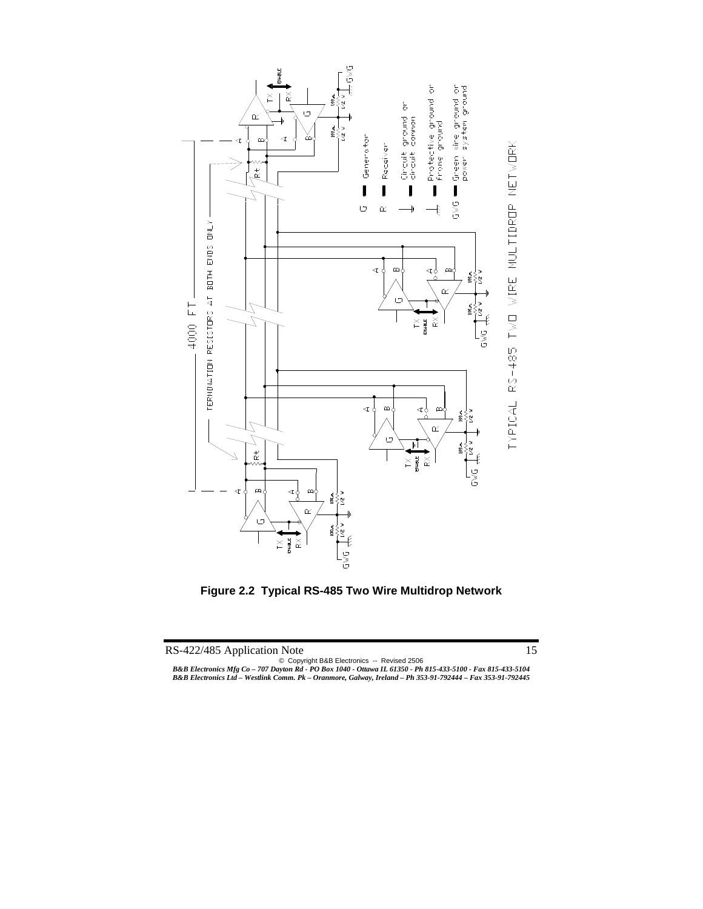**Figure 2.2 Typical RS-485 Two Wire Multidrop Network**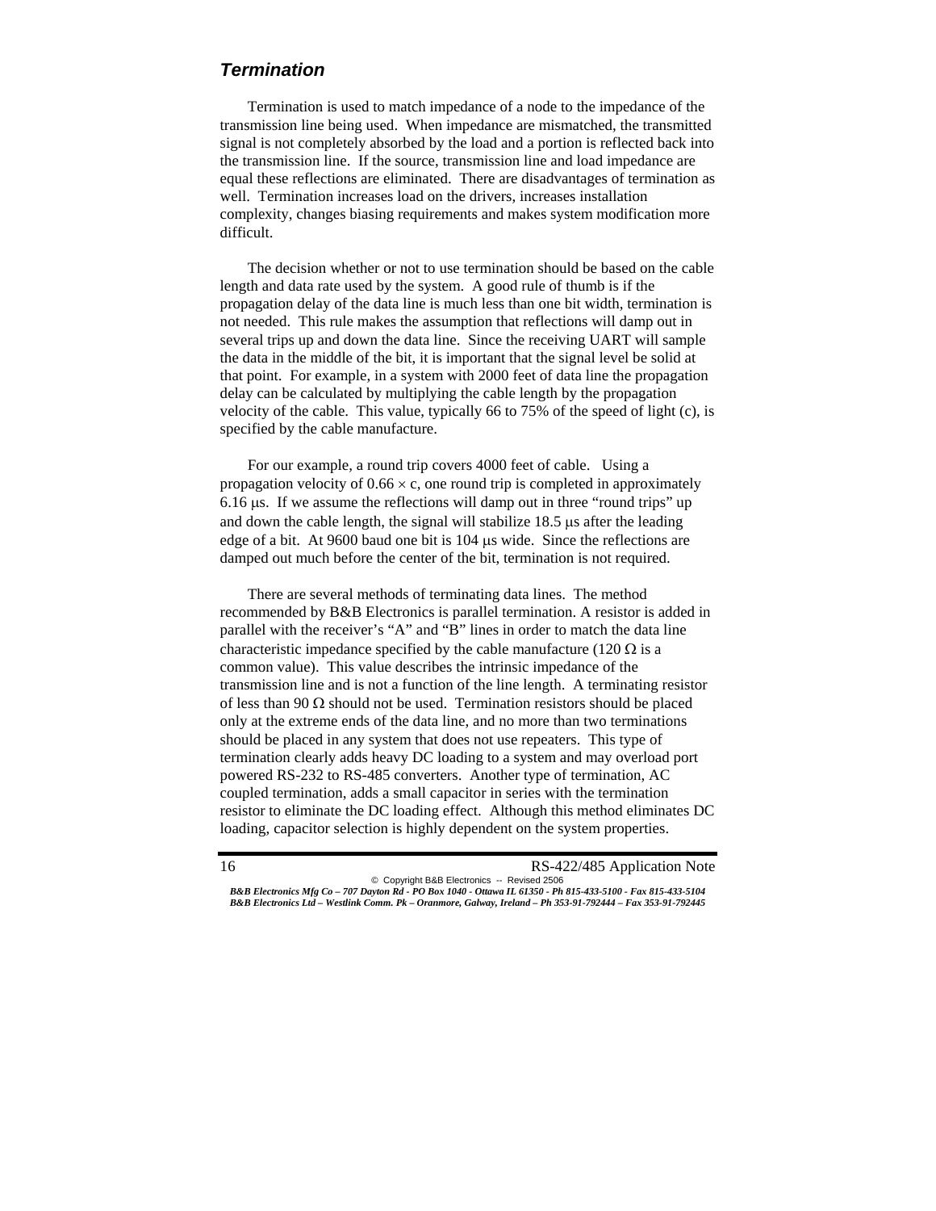## *Termination*

Termination is used to match impedance of a node to the impedance of the transmission line being used. When impedance are mismatched, the transmitted signal is not completely absorbed by the load and a portion is reflected back into the transmission line. If the source, transmission line and load impedance are equal these reflections are eliminated. There are disadvantages of termination as well. Termination increases load on the drivers, increases installation complexity, changes biasing requirements and makes system modification more difficult.

The decision whether or not to use termination should be based on the cable length and data rate used by the system. A good rule of thumb is if the propagation delay of the data line is much less than one bit width, termination is not needed. This rule makes the assumption that reflections will damp out in several trips up and down the data line. Since the receiving UART will sample the data in the middle of the bit, it is important that the signal level be solid at that point. For example, in a system with 2000 feet of data line the propagation delay can be calculated by multiplying the cable length by the propagation velocity of the cable. This value, typically 66 to 75% of the speed of light (c), is specified by the cable manufacture.

For our example, a round trip covers 4000 feet of cable. Using a propagation velocity of $0.66 \times c$, one round trip is completed in approximately 6.16 μs. If we assume the reflections will damp out in three "round trips" up and down the cable length, the signal will stabilize 18.5 μs after the leading edge of a bit. At 9600 baud one bit is 104 μs wide. Since the reflections are damped out much before the center of the bit, termination is not required.

There are several methods of terminating data lines. The method recommended by B&B Electronics is parallel termination. A resistor is added in parallel with the receiver's "A" and "B" lines in order to match the data line characteristic impedance specified by the cable manufacture (120 Ω is a common value). This value describes the intrinsic impedance of the transmission line and is not a function of the line length. A terminating resistor of less than 90 Ω should not be used. Termination resistors should be placed only at the extreme ends of the data line, and no more than two terminations should be placed in any system that does not use repeaters. This type of termination clearly adds heavy DC loading to a system and may overload port powered RS-232 to RS-485 converters. Another type of termination, AC coupled termination, adds a small capacitor in series with the termination resistor to eliminate the DC loading effect. Although this method eliminates DC loading, capacitor selection is highly dependent on the system properties.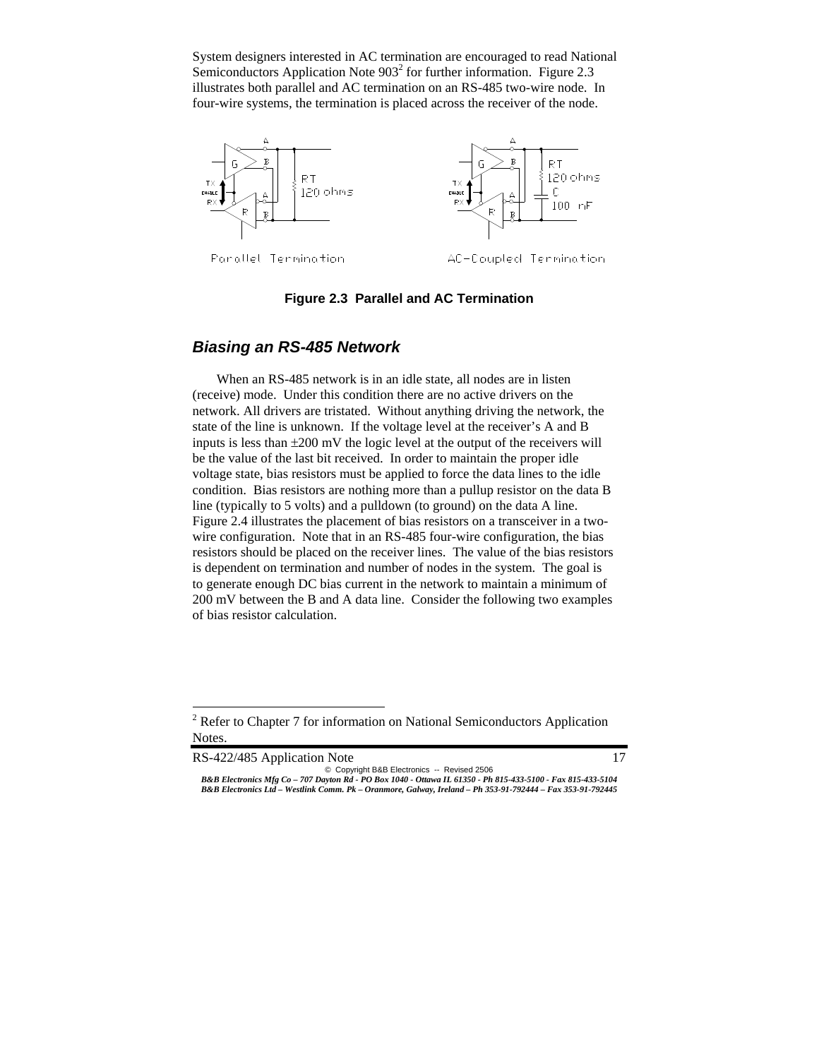System designers interested in AC termination are encouraged to read National Semiconductors Application Note 903[2] for further information. Figure 2.3 illustrates both parallel and AC termination on an RS-485 two-wire node. In four-wire systems, the termination is placed across the receiver of the node.

**Figure 2.3 Parallel and AC Termination**

## *Biasing an RS-485 Network*

When an RS-485 network is in an idle state, all nodes are in listen (receive) mode. Under this condition there are no active drivers on the network. All drivers are tristated. Without anything driving the network, the state of the line is unknown. If the voltage level at the receiver's A and B inputs is less than ±200 mV the logic level at the output of the receivers will be the value of the last bit received. In order to maintain the proper idle voltage state, bias resistors must be applied to force the data lines to the idle condition. Bias resistors are nothing more than a pullup resistor on the data B line (typically to 5 volts) and a pulldown (to ground) on the data A line. Figure 2.4 illustrates the placement of bias resistors on a transceiver in a two-wire configuration. Note that in an RS-485 four-wire configuration, the bias resistors should be placed on the receiver lines. The value of the bias resistors is dependent on termination and number of nodes in the system. The goal is to generate enough DC bias current in the network to maintain a minimum of 200 mV between the B and A data line. Consider the following two examples of bias resistor calculation.

[2] Refer to Chapter 7 for information on National Semiconductors Application Notes.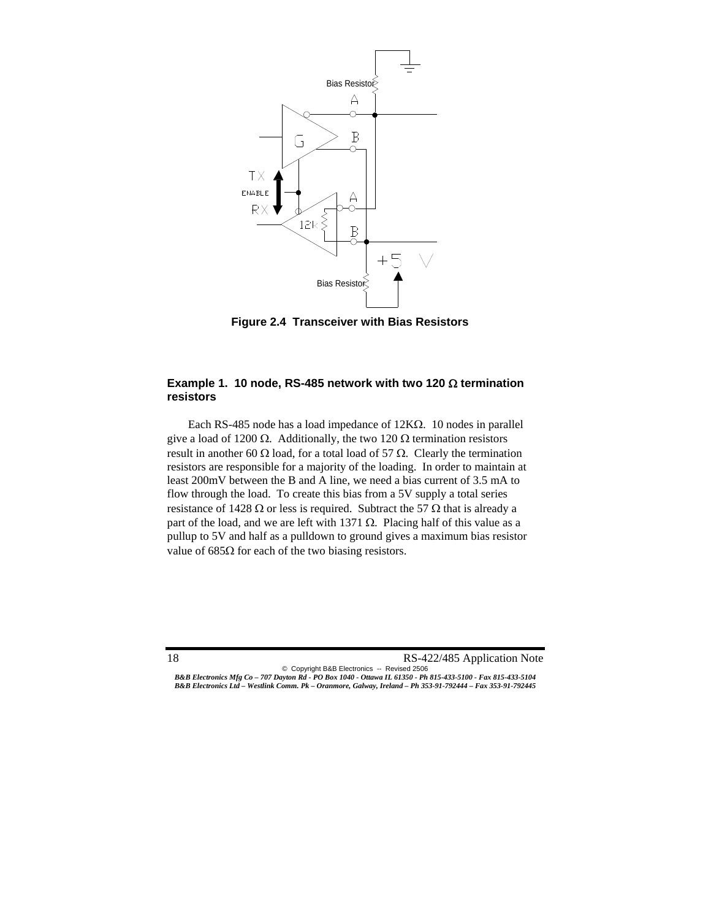**Figure 2.4 Transceiver with Bias Resistors**

### Example 1. 10 node, RS-485 network with two 120 Ω termination resistors

Each RS-485 node has a load impedance of 12KΩ. 10 nodes in parallel give a load of 1200 Ω. Additionally, the two 120 Ω termination resistors result in another 60 Ω load, for a total load of 57 Ω. Clearly the termination resistors are responsible for a majority of the loading. In order to maintain at least 200mV between the B and A line, we need a bias current of 3.5 mA to flow through the load. To create this bias from a 5V supply a total series resistance of 1428 Ω or less is required. Subtract the 57 Ω that is already a part of the load, and we are left with 1371 Ω. Placing half of this value as a pullup to 5V and half as a pulldown to ground gives a maximum bias resistor value of 685Ω for each of the two biasing resistors.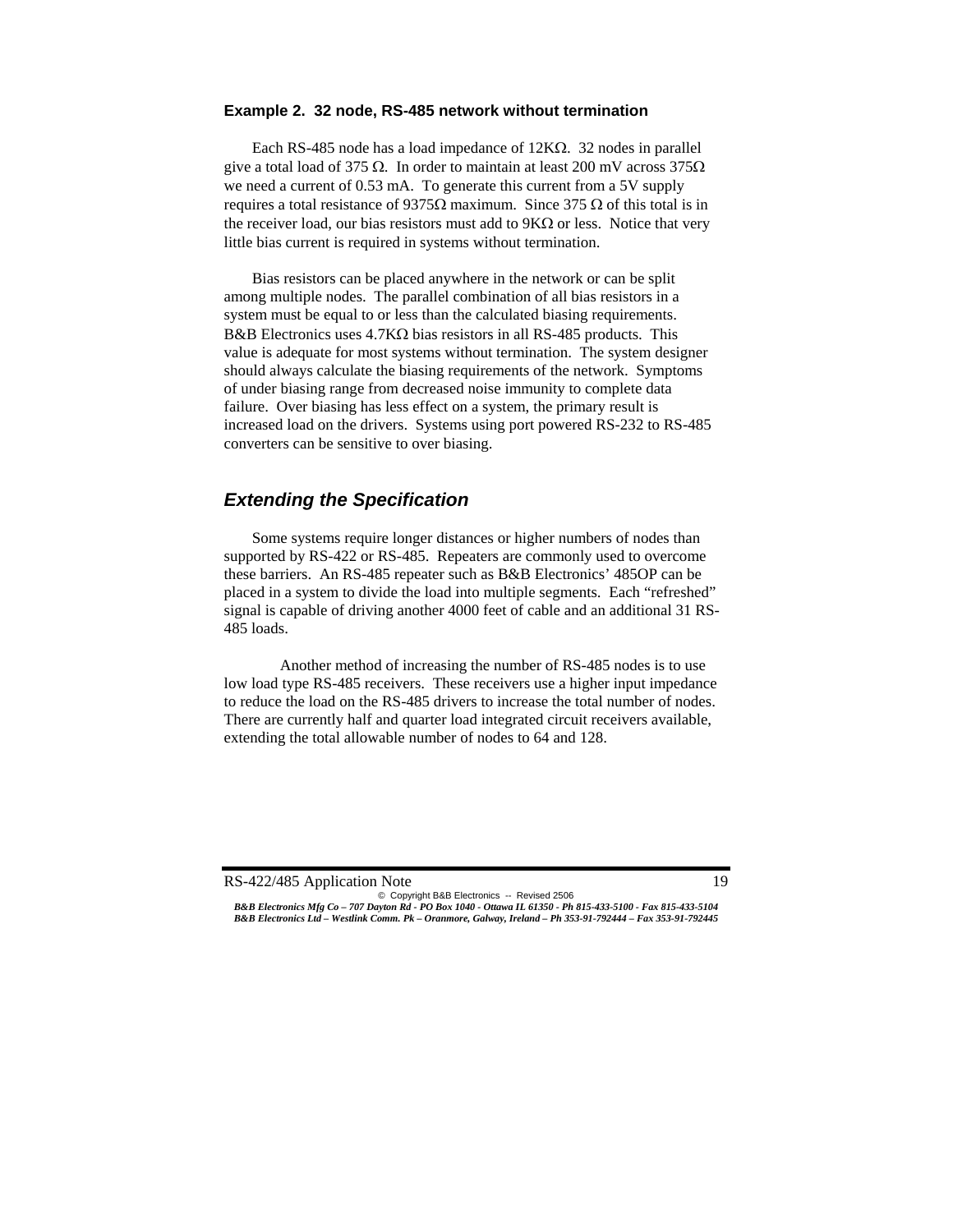### Example 2. 32 node, RS-485 network without termination

Each RS-485 node has a load impedance of 12KΩ. 32 nodes in parallel give a total load of 375 Ω. In order to maintain at least 200 mV across 375Ω we need a current of 0.53 mA. To generate this current from a 5V supply requires a total resistance of 9375Ω maximum. Since 375 Ω of this total is in the receiver load, our bias resistors must add to 9KΩ or less. Notice that very little bias current is required in systems without termination.

Bias resistors can be placed anywhere in the network or can be split among multiple nodes. The parallel combination of all bias resistors in a system must be equal to or less than the calculated biasing requirements. B&B Electronics uses 4.7KΩ bias resistors in all RS-485 products. This value is adequate for most systems without termination. The system designer should always calculate the biasing requirements of the network. Symptoms of under biasing range from decreased noise immunity to complete data failure. Over biasing has less effect on a system, the primary result is increased load on the drivers. Systems using port powered RS-232 to RS-485 converters can be sensitive to over biasing.

## *Extending the Specification*

Some systems require longer distances or higher numbers of nodes than supported by RS-422 or RS-485. Repeaters are commonly used to overcome these barriers. An RS-485 repeater such as B&B Electronics' 485OP can be placed in a system to divide the load into multiple segments. Each "refreshed" signal is capable of driving another 4000 feet of cable and an additional 31 RS-485 loads.

Another method of increasing the number of RS-485 nodes is to use low load type RS-485 receivers. These receivers use a higher input impedance to reduce the load on the RS-485 drivers to increase the total number of nodes. There are currently half and quarter load integrated circuit receivers available, extending the total allowable number of nodes to 64 and 128.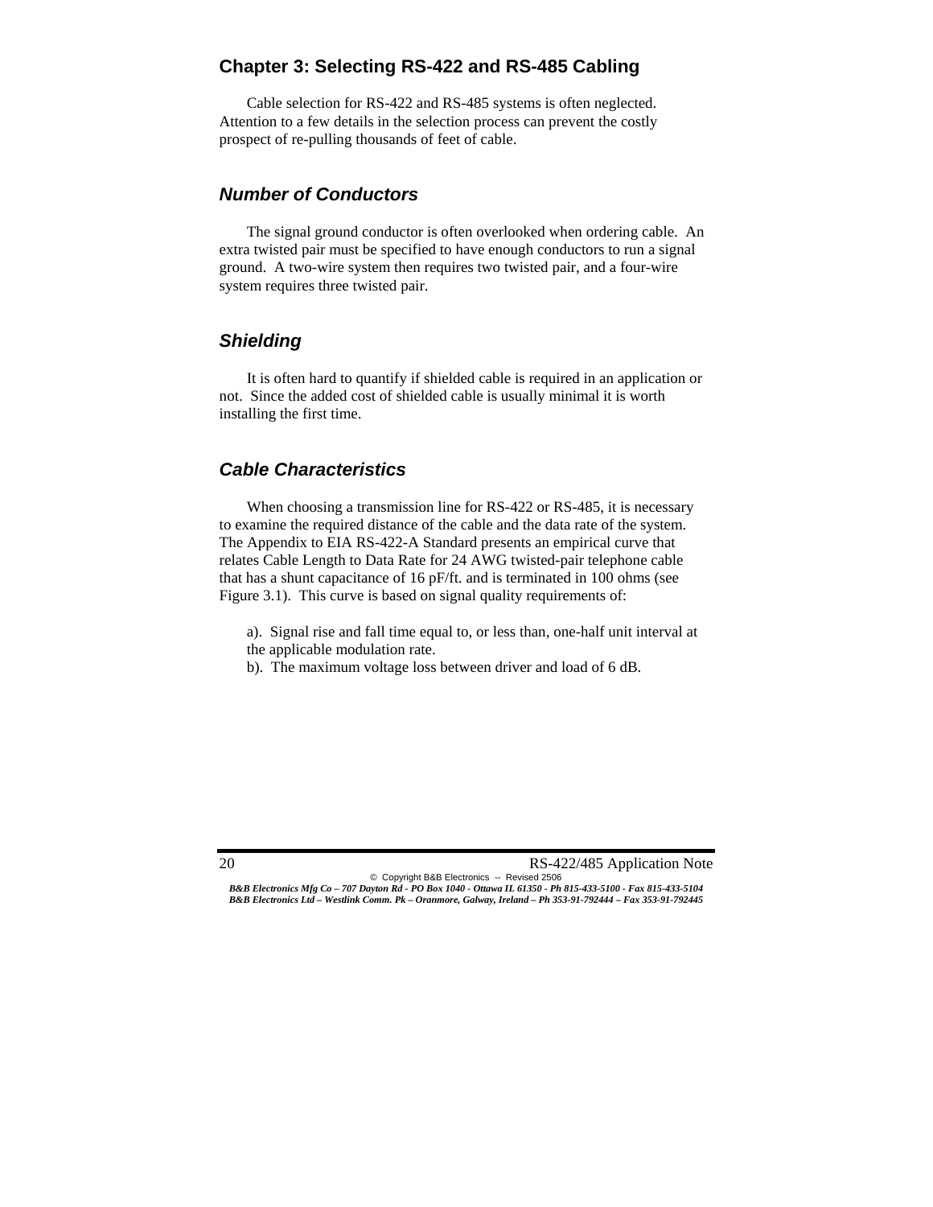## Chapter 3: Selecting RS-422 and RS-485 Cabling

Cable selection for RS-422 and RS-485 systems is often neglected. Attention to a few details in the selection process can prevent the costly prospect of re-pulling thousands of feet of cable.

### *Number of Conductors*

The signal ground conductor is often overlooked when ordering cable. An extra twisted pair must be specified to have enough conductors to run a signal ground. A two-wire system then requires two twisted pair, and a four-wire system requires three twisted pair.

### *Shielding*

It is often hard to quantify if shielded cable is required in an application or not. Since the added cost of shielded cable is usually minimal it is worth installing the first time.

### *Cable Characteristics*

When choosing a transmission line for RS-422 or RS-485, it is necessary to examine the required distance of the cable and the data rate of the system. The Appendix to EIA RS-422-A Standard presents an empirical curve that relates Cable Length to Data Rate for 24 AWG twisted-pair telephone cable that has a shunt capacitance of 16 pF/ft. and is terminated in 100 ohms (see Figure 3.1). This curve is based on signal quality requirements of:

a). Signal rise and fall time equal to, or less than, one-half unit interval at the applicable modulation rate.
b). The maximum voltage loss between driver and load of 6 dB.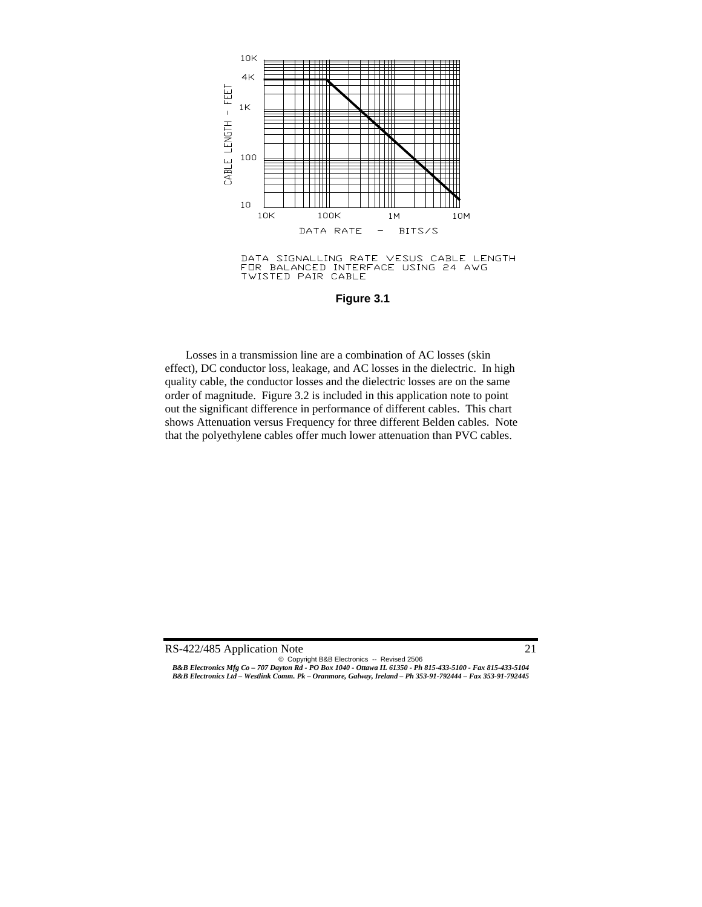DATA SIGNALLING RATE VESUS CABLE LENGTH FOR BALANCED INTERFACE USING 24 AWG TWISTED PAIR CABLE

**Figure 3.1**

Losses in a transmission line are a combination of AC losses (skin effect), DC conductor loss, leakage, and AC losses in the dielectric. In high quality cable, the conductor losses and the dielectric losses are on the same order of magnitude. Figure 3.2 is included in this application note to point out the significant difference in performance of different cables. This chart shows Attenuation versus Frequency for three different Belden cables. Note that the polyethylene cables offer much lower attenuation than PVC cables.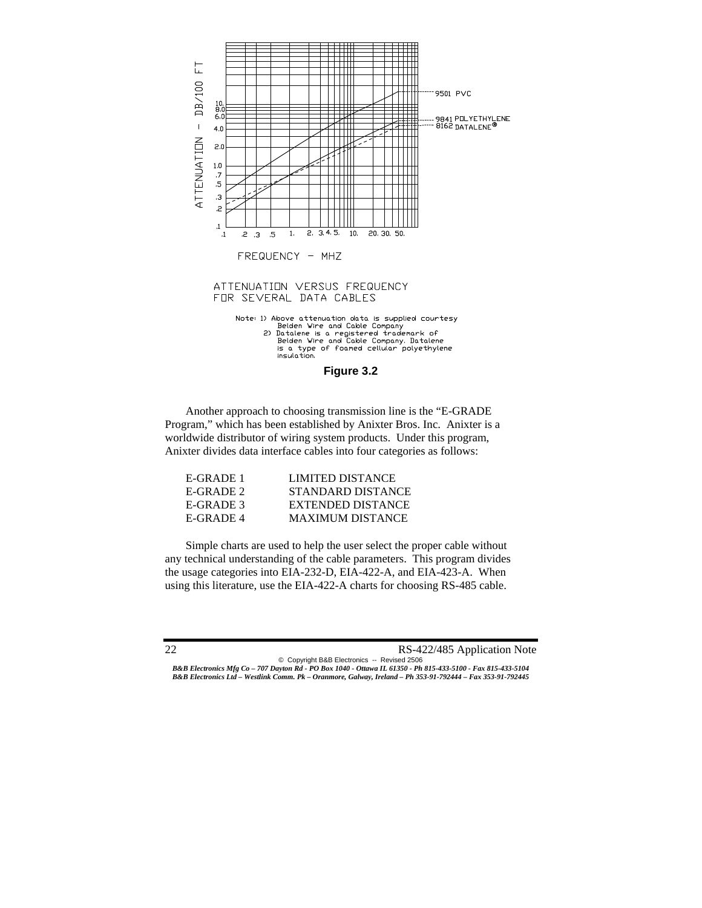ATTENUATION VERSUS FREQUENCY
FOR SEVERAL DATA CABLES

Note: 1) Above attenuation data is supplied courtesy Belden Wire and Cable Company
2) Datalene is a registered trademark of Belden Wire and Cable Company. Datalene is a type of foamed cellular polyethylene insulation.

**Figure 3.2**

Another approach to choosing transmission line is the “E-GRADE Program,” which has been established by Anixter Bros. Inc. Anixter is a worldwide distributor of wiring system products. Under this program, Anixter divides data interface cables into four categories as follows:

| | |
|---|---|
| E-GRADE 1 | LIMITED DISTANCE |
| E-GRADE 2 | STANDARD DISTANCE |
| E-GRADE 3 | EXTENDED DISTANCE |
| E-GRADE 4 | MAXIMUM DISTANCE |

Simple charts are used to help the user select the proper cable without any technical understanding of the cable parameters. This program divides the usage categories into EIA-232-D, EIA-422-A, and EIA-423-A. When using this literature, use the EIA-422-A charts for choosing RS-485 cable.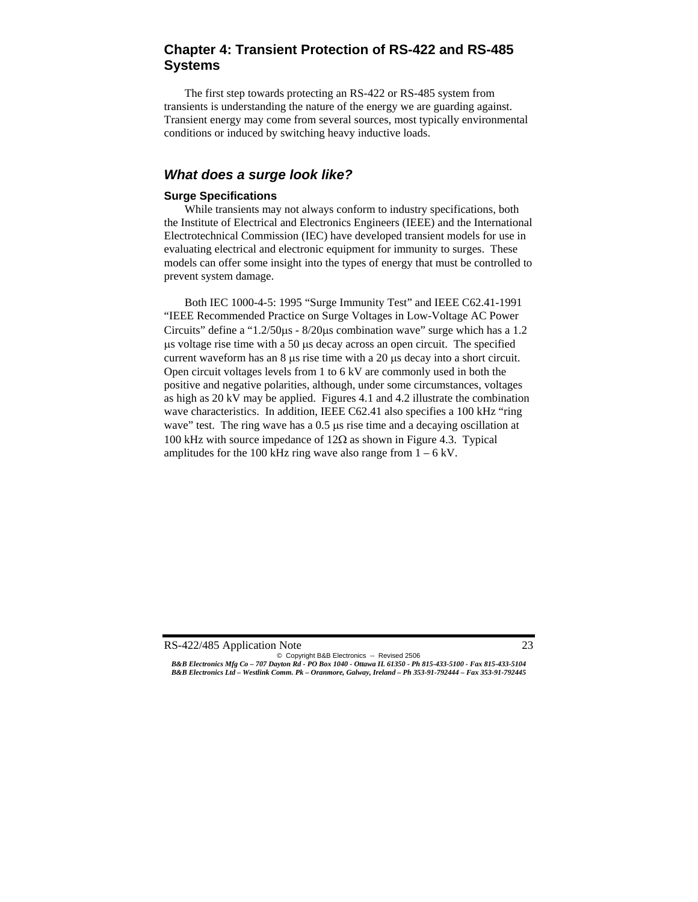## Chapter 4: Transient Protection of RS-422 and RS-485 Systems

The first step towards protecting an RS-422 or RS-485 system from transients is understanding the nature of the energy we are guarding against. Transient energy may come from several sources, most typically environmental conditions or induced by switching heavy inductive loads.

### *What does a surge look like?*

#### Surge Specifications

While transients may not always conform to industry specifications, both the Institute of Electrical and Electronics Engineers (IEEE) and the International Electrotechnical Commission (IEC) have developed transient models for use in evaluating electrical and electronic equipment for immunity to surges. These models can offer some insight into the types of energy that must be controlled to prevent system damage.

Both IEC 1000-4-5: 1995 "Surge Immunity Test" and IEEE C62.41-1991 "IEEE Recommended Practice on Surge Voltages in Low-Voltage AC Power Circuits" define a "1.2/50μs - 8/20μs combination wave" surge which has a 1.2 μs voltage rise time with a 50 μs decay across an open circuit. The specified current waveform has an 8 μs rise time with a 20 μs decay into a short circuit. Open circuit voltages levels from 1 to 6 kV are commonly used in both the positive and negative polarities, although, under some circumstances, voltages as high as 20 kV may be applied. Figures 4.1 and 4.2 illustrate the combination wave characteristics. In addition, IEEE C62.41 also specifies a 100 kHz "ring wave" test. The ring wave has a 0.5 μs rise time and a decaying oscillation at 100 kHz with source impedance of 12Ω as shown in Figure 4.3. Typical amplitudes for the 100 kHz ring wave also range from 1 – 6 kV.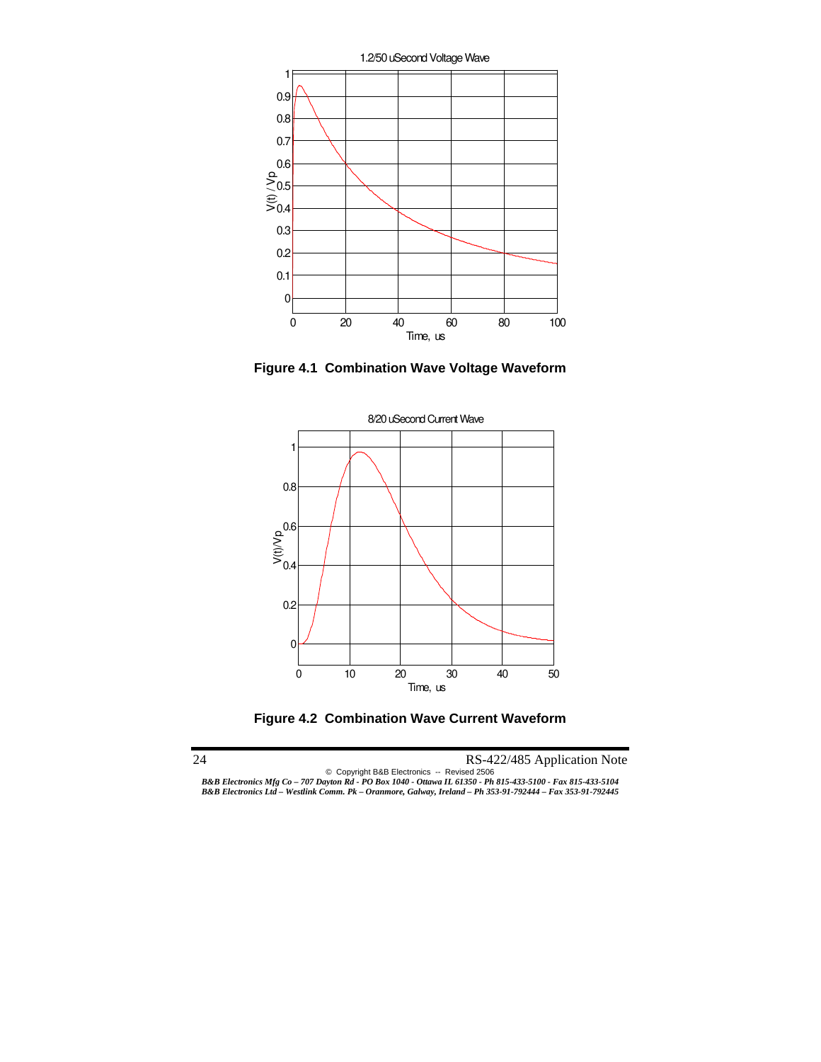Figure 4.1  Combination Wave Voltage Waveform

Figure 4.2  Combination Wave Current Waveform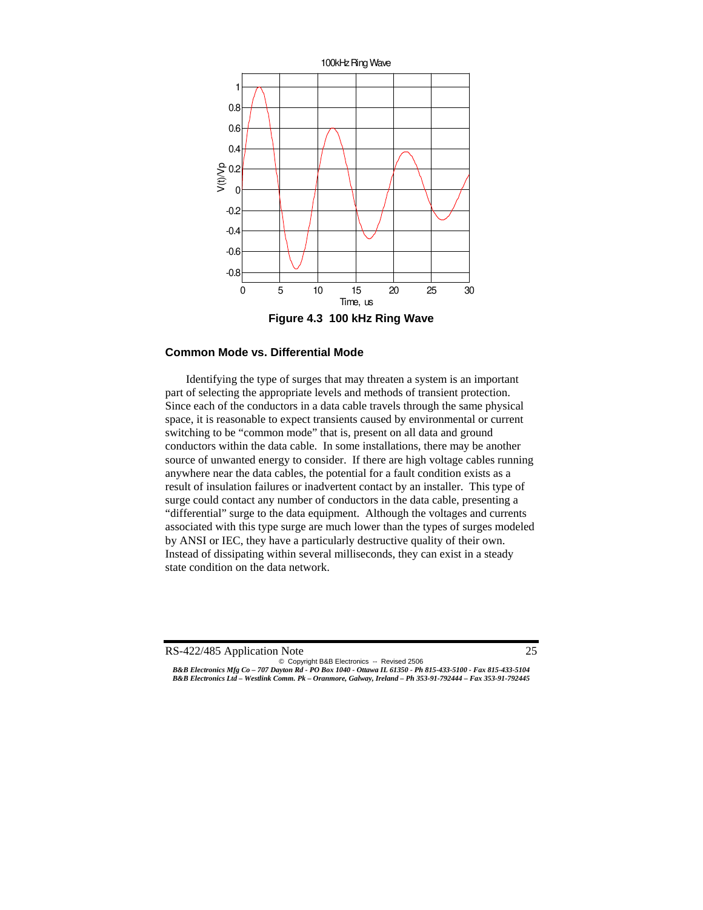Figure 4.3 100 kHz Ring Wave

### Common Mode vs. Differential Mode

Identifying the type of surges that may threaten a system is an important part of selecting the appropriate levels and methods of transient protection. Since each of the conductors in a data cable travels through the same physical space, it is reasonable to expect transients caused by environmental or current switching to be "common mode" that is, present on all data and ground conductors within the data cable. In some installations, there may be another source of unwanted energy to consider. If there are high voltage cables running anywhere near the data cables, the potential for a fault condition exists as a result of insulation failures or inadvertent contact by an installer. This type of surge could contact any number of conductors in the data cable, presenting a "differential" surge to the data equipment. Although the voltages and currents associated with this type surge are much lower than the types of surges modeled by ANSI or IEC, they have a particularly destructive quality of their own. Instead of dissipating within several milliseconds, they can exist in a steady state condition on the data network.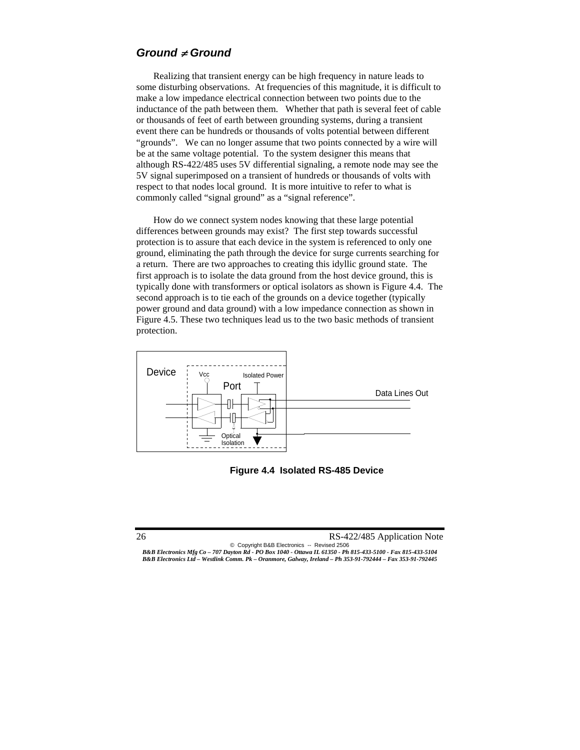## *Ground ≠ Ground*

Realizing that transient energy can be high frequency in nature leads to some disturbing observations. At frequencies of this magnitude, it is difficult to make a low impedance electrical connection between two points due to the inductance of the path between them. Whether that path is several feet of cable or thousands of feet of earth between grounding systems, during a transient event there can be hundreds or thousands of volts potential between different "grounds". We can no longer assume that two points connected by a wire will be at the same voltage potential. To the system designer this means that although RS-422/485 uses 5V differential signaling, a remote node may see the 5V signal superimposed on a transient of hundreds or thousands of volts with respect to that nodes local ground. It is more intuitive to refer to what is commonly called "signal ground" as a "signal reference".

How do we connect system nodes knowing that these large potential differences between grounds may exist? The first step towards successful protection is to assure that each device in the system is referenced to only one ground, eliminating the path through the device for surge currents searching for a return. There are two approaches to creating this idyllic ground state. The first approach is to isolate the data ground from the host device ground, this is typically done with transformers or optical isolators as shown is Figure 4.4. The second approach is to tie each of the grounds on a device together (typically power ground and data ground) with a low impedance connection as shown in Figure 4.5. These two techniques lead us to the two basic methods of transient protection.

**Figure 4.4 Isolated RS-485 Device**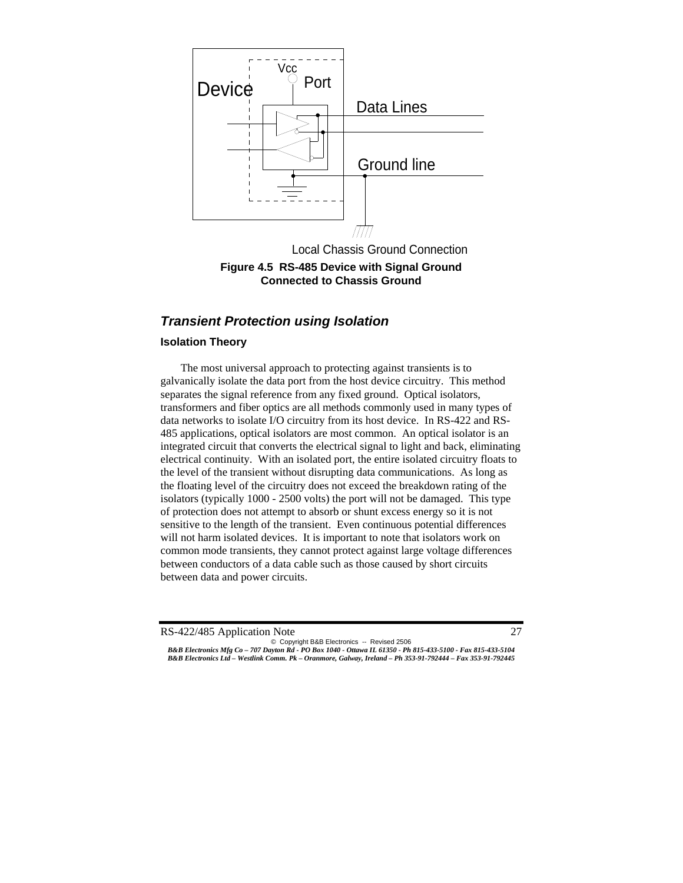**Figure 4.5 RS-485 Device with Signal Ground Connected to Chassis Ground**

## *Transient Protection using Isolation*

### Isolation Theory

The most universal approach to protecting against transients is to galvanically isolate the data port from the host device circuitry. This method separates the signal reference from any fixed ground. Optical isolators, transformers and fiber optics are all methods commonly used in many types of data networks to isolate I/O circuitry from its host device. In RS-422 and RS-485 applications, optical isolators are most common. An optical isolator is an integrated circuit that converts the electrical signal to light and back, eliminating electrical continuity. With an isolated port, the entire isolated circuitry floats to the level of the transient without disrupting data communications. As long as the floating level of the circuitry does not exceed the breakdown rating of the isolators (typically 1000 - 2500 volts) the port will not be damaged. This type of protection does not attempt to absorb or shunt excess energy so it is not sensitive to the length of the transient. Even continuous potential differences will not harm isolated devices. It is important to note that isolators work on common mode transients, they cannot protect against large voltage differences between conductors of a data cable such as those caused by short circuits between data and power circuits.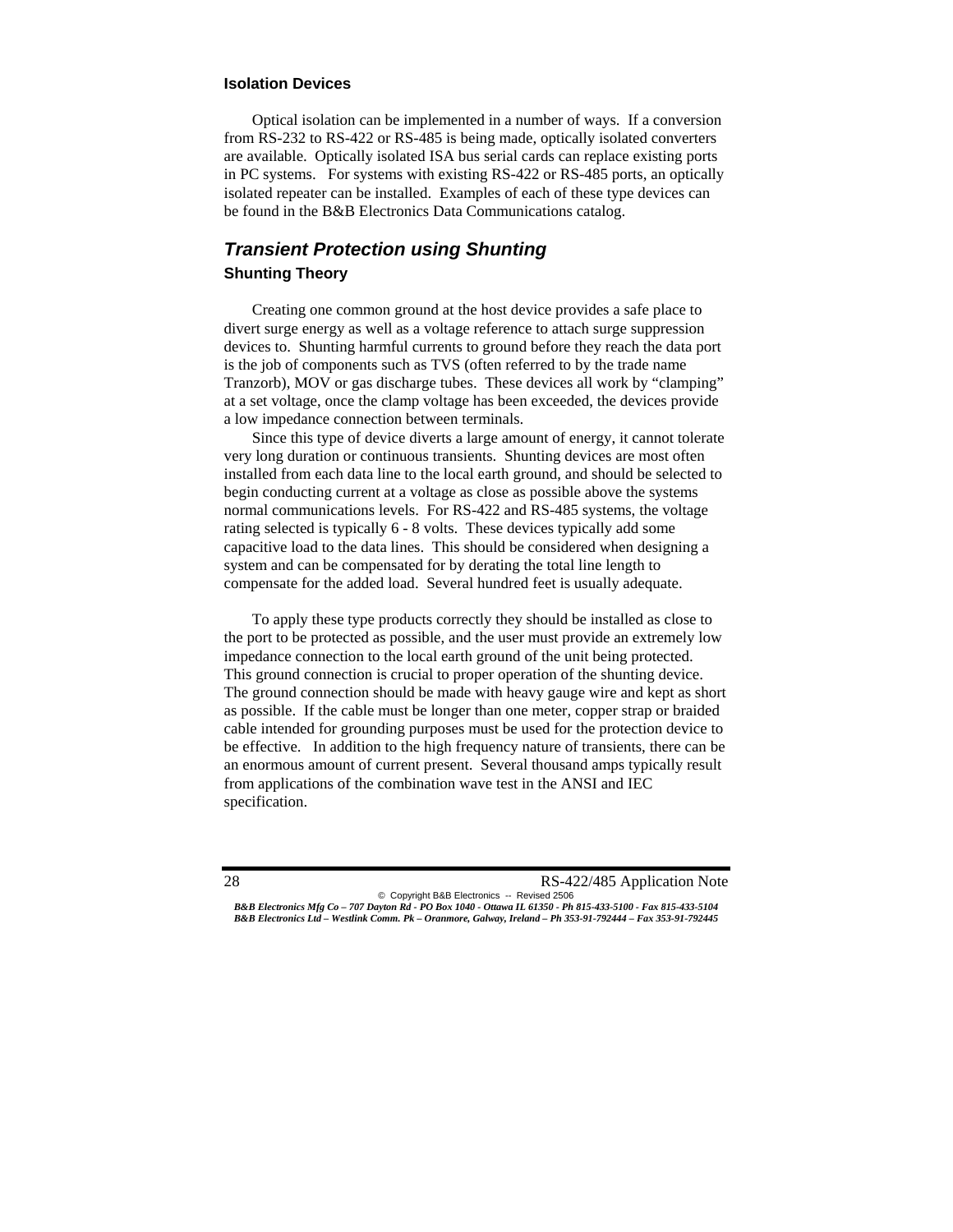### Isolation Devices

Optical isolation can be implemented in a number of ways. If a conversion from RS-232 to RS-422 or RS-485 is being made, optically isolated converters are available. Optically isolated ISA bus serial cards can replace existing ports in PC systems. For systems with existing RS-422 or RS-485 ports, an optically isolated repeater can be installed. Examples of each of these type devices can be found in the B&B Electronics Data Communications catalog.

## *Transient Protection using Shunting*

### Shunting Theory

Creating one common ground at the host device provides a safe place to divert surge energy as well as a voltage reference to attach surge suppression devices to. Shunting harmful currents to ground before they reach the data port is the job of components such as TVS (often referred to by the trade name Tranzorb), MOV or gas discharge tubes. These devices all work by "clamping" at a set voltage, once the clamp voltage has been exceeded, the devices provide a low impedance connection between terminals.

Since this type of device diverts a large amount of energy, it cannot tolerate very long duration or continuous transients. Shunting devices are most often installed from each data line to the local earth ground, and should be selected to begin conducting current at a voltage as close as possible above the systems normal communications levels. For RS-422 and RS-485 systems, the voltage rating selected is typically 6 - 8 volts. These devices typically add some capacitive load to the data lines. This should be considered when designing a system and can be compensated for by derating the total line length to compensate for the added load. Several hundred feet is usually adequate.

To apply these type products correctly they should be installed as close to the port to be protected as possible, and the user must provide an extremely low impedance connection to the local earth ground of the unit being protected. This ground connection is crucial to proper operation of the shunting device. The ground connection should be made with heavy gauge wire and kept as short as possible. If the cable must be longer than one meter, copper strap or braided cable intended for grounding purposes must be used for the protection device to be effective. In addition to the high frequency nature of transients, there can be an enormous amount of current present. Several thousand amps typically result from applications of the combination wave test in the ANSI and IEC specification.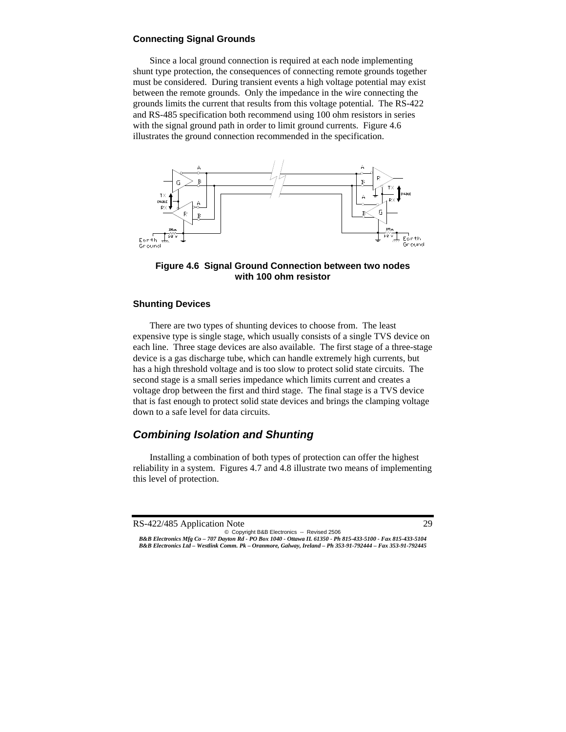### Connecting Signal Grounds

Since a local ground connection is required at each node implementing shunt type protection, the consequences of connecting remote grounds together must be considered. During transient events a high voltage potential may exist between the remote grounds. Only the impedance in the wire connecting the grounds limits the current that results from this voltage potential. The RS-422 and RS-485 specification both recommend using 100 ohm resistors in series with the signal ground path in order to limit ground currents. Figure 4.6 illustrates the ground connection recommended in the specification.

**Figure 4.6 Signal Ground Connection between two nodes with 100 ohm resistor**

### Shunting Devices

There are two types of shunting devices to choose from. The least expensive type is single stage, which usually consists of a single TVS device on each line. Three stage devices are also available. The first stage of a three-stage device is a gas discharge tube, which can handle extremely high currents, but has a high threshold voltage and is too slow to protect solid state circuits. The second stage is a small series impedance which limits current and creates a voltage drop between the first and third stage. The final stage is a TVS device that is fast enough to protect solid state devices and brings the clamping voltage down to a safe level for data circuits.

## *Combining Isolation and Shunting*

Installing a combination of both types of protection can offer the highest reliability in a system. Figures 4.7 and 4.8 illustrate two means of implementing this level of protection.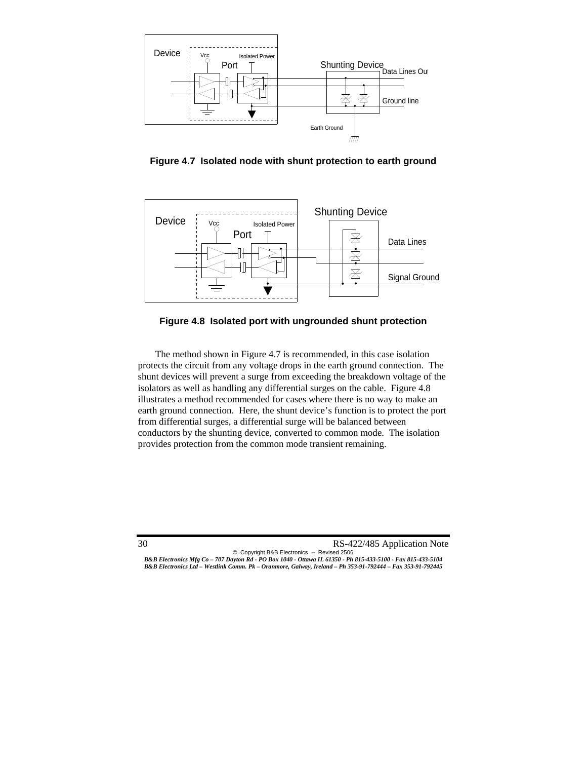**Figure 4.7 Isolated node with shunt protection to earth ground**

**Figure 4.8 Isolated port with ungrounded shunt protection**

The method shown in Figure 4.7 is recommended, in this case isolation protects the circuit from any voltage drops in the earth ground connection. The shunt devices will prevent a surge from exceeding the breakdown voltage of the isolators as well as handling any differential surges on the cable. Figure 4.8 illustrates a method recommended for cases where there is no way to make an earth ground connection. Here, the shunt device's function is to protect the port from differential surges, a differential surge will be balanced between conductors by the shunting device, converted to common mode. The isolation provides protection from the common mode transient remaining.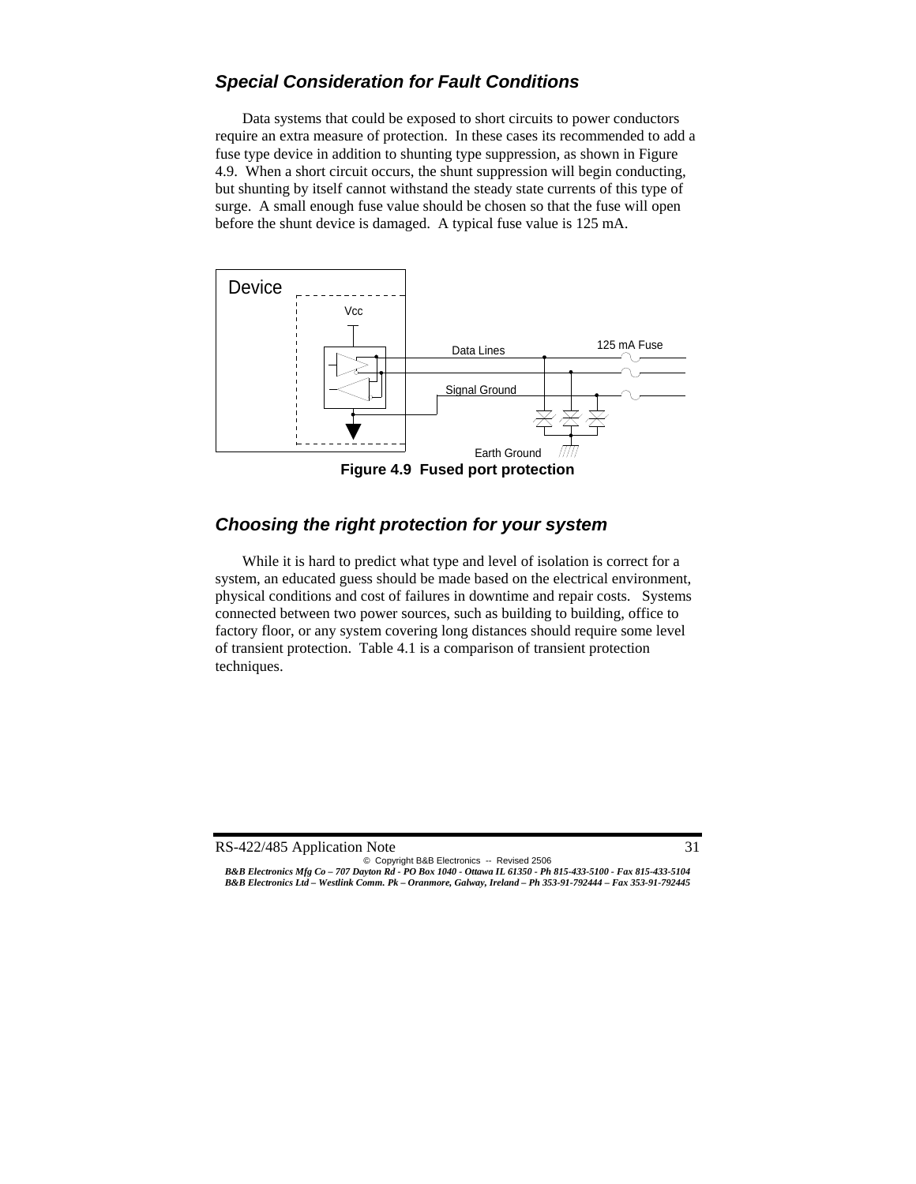### *Special Consideration for Fault Conditions*

Data systems that could be exposed to short circuits to power conductors require an extra measure of protection. In these cases its recommended to add a fuse type device in addition to shunting type suppression, as shown in Figure 4.9. When a short circuit occurs, the shunt suppression will begin conducting, but shunting by itself cannot withstand the steady state currents of this type of surge. A small enough fuse value should be chosen so that the fuse will open before the shunt device is damaged. A typical fuse value is 125 mA.

**Figure 4.9 Fused port protection**

### *Choosing the right protection for your system*

While it is hard to predict what type and level of isolation is correct for a system, an educated guess should be made based on the electrical environment, physical conditions and cost of failures in downtime and repair costs. Systems connected between two power sources, such as building to building, office to factory floor, or any system covering long distances should require some level of transient protection. Table 4.1 is a comparison of transient protection techniques.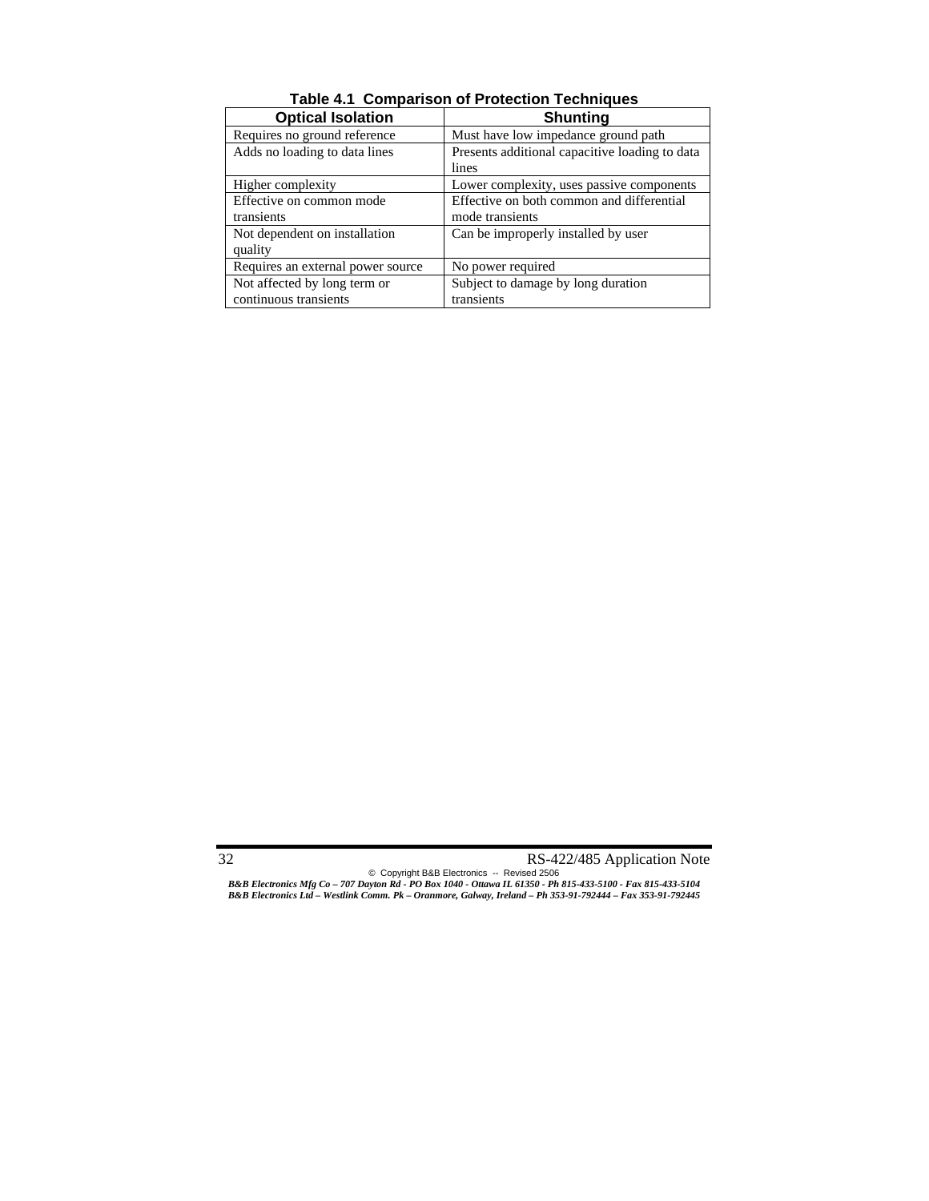**Table 4.1 Comparison of Protection Techniques**

| Optical Isolation | Shunting |
|---|---|
| Requires no ground reference | Must have low impedance ground path |
| Adds no loading to data lines | Presents additional capacitive loading to data lines |
| Higher complexity | Lower complexity, uses passive components |
| Effective on common mode transients | Effective on both common and differential mode transients |
| Not dependent on installation quality | Can be improperly installed by user |
| Requires an external power source | No power required |
| Not affected by long term or continuous transients | Subject to damage by long duration transients |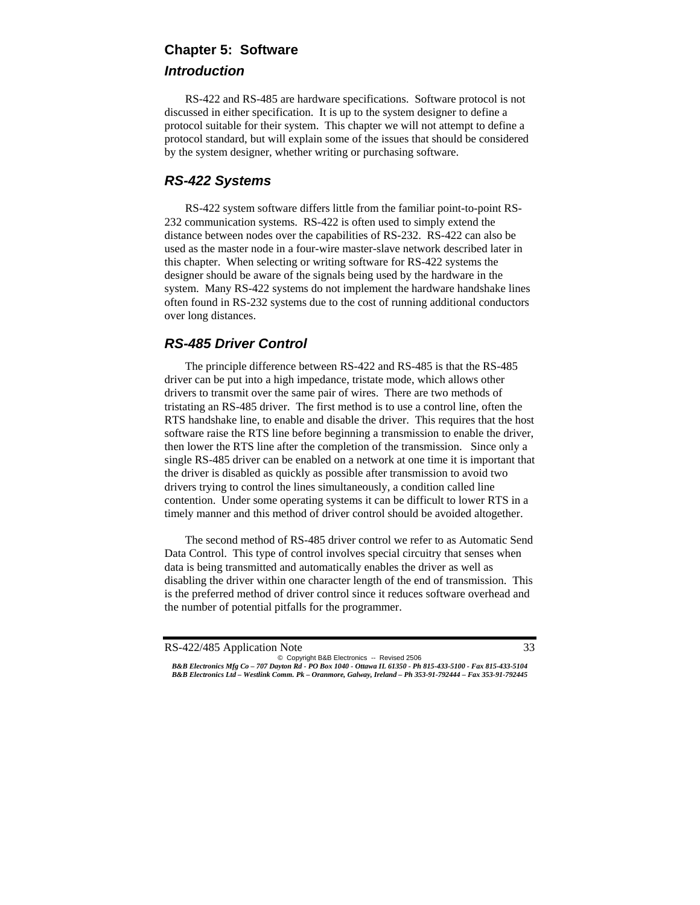# Chapter 5: Software

## *Introduction*

RS-422 and RS-485 are hardware specifications. Software protocol is not discussed in either specification. It is up to the system designer to define a protocol suitable for their system. This chapter we will not attempt to define a protocol standard, but will explain some of the issues that should be considered by the system designer, whether writing or purchasing software.

## *RS-422 Systems*

RS-422 system software differs little from the familiar point-to-point RS-232 communication systems. RS-422 is often used to simply extend the distance between nodes over the capabilities of RS-232. RS-422 can also be used as the master node in a four-wire master-slave network described later in this chapter. When selecting or writing software for RS-422 systems the designer should be aware of the signals being used by the hardware in the system. Many RS-422 systems do not implement the hardware handshake lines often found in RS-232 systems due to the cost of running additional conductors over long distances.

## *RS-485 Driver Control*

The principle difference between RS-422 and RS-485 is that the RS-485 driver can be put into a high impedance, tristate mode, which allows other drivers to transmit over the same pair of wires. There are two methods of tristating an RS-485 driver. The first method is to use a control line, often the RTS handshake line, to enable and disable the driver. This requires that the host software raise the RTS line before beginning a transmission to enable the driver, then lower the RTS line after the completion of the transmission. Since only a single RS-485 driver can be enabled on a network at one time it is important that the driver is disabled as quickly as possible after transmission to avoid two drivers trying to control the lines simultaneously, a condition called line contention. Under some operating systems it can be difficult to lower RTS in a timely manner and this method of driver control should be avoided altogether.

The second method of RS-485 driver control we refer to as Automatic Send Data Control. This type of control involves special circuitry that senses when data is being transmitted and automatically enables the driver as well as disabling the driver within one character length of the end of transmission. This is the preferred method of driver control since it reduces software overhead and the number of potential pitfalls for the programmer.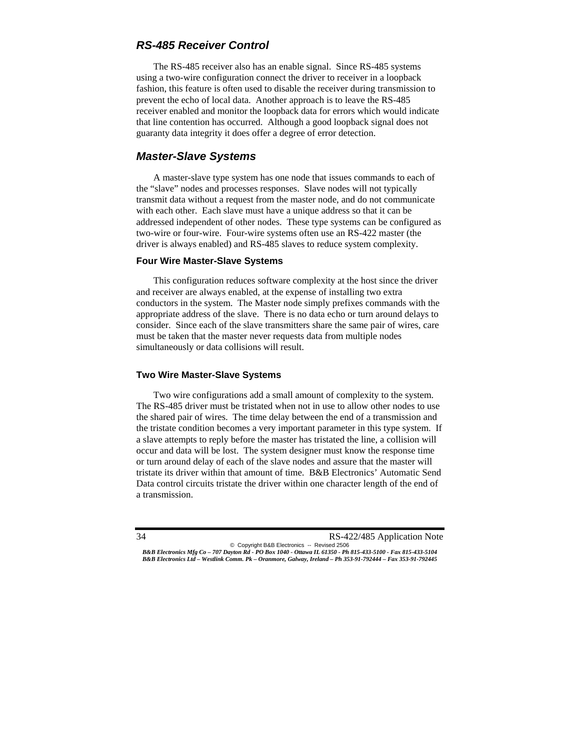## RS-485 Receiver Control

The RS-485 receiver also has an enable signal. Since RS-485 systems using a two-wire configuration connect the driver to receiver in a loopback fashion, this feature is often used to disable the receiver during transmission to prevent the echo of local data. Another approach is to leave the RS-485 receiver enabled and monitor the loopback data for errors which would indicate that line contention has occurred. Although a good loopback signal does not guaranty data integrity it does offer a degree of error detection.

## Master-Slave Systems

A master-slave type system has one node that issues commands to each of the "slave" nodes and processes responses. Slave nodes will not typically transmit data without a request from the master node, and do not communicate with each other. Each slave must have a unique address so that it can be addressed independent of other nodes. These type systems can be configured as two-wire or four-wire. Four-wire systems often use an RS-422 master (the driver is always enabled) and RS-485 slaves to reduce system complexity.

### Four Wire Master-Slave Systems

This configuration reduces software complexity at the host since the driver and receiver are always enabled, at the expense of installing two extra conductors in the system. The Master node simply prefixes commands with the appropriate address of the slave. There is no data echo or turn around delays to consider. Since each of the slave transmitters share the same pair of wires, care must be taken that the master never requests data from multiple nodes simultaneously or data collisions will result.

### Two Wire Master-Slave Systems

Two wire configurations add a small amount of complexity to the system. The RS-485 driver must be tristated when not in use to allow other nodes to use the shared pair of wires. The time delay between the end of a transmission and the tristate condition becomes a very important parameter in this type system. If a slave attempts to reply before the master has tristated the line, a collision will occur and data will be lost. The system designer must know the response time or turn around delay of each of the slave nodes and assure that the master will tristate its driver within that amount of time. B&B Electronics' Automatic Send Data control circuits tristate the driver within one character length of the end of a transmission.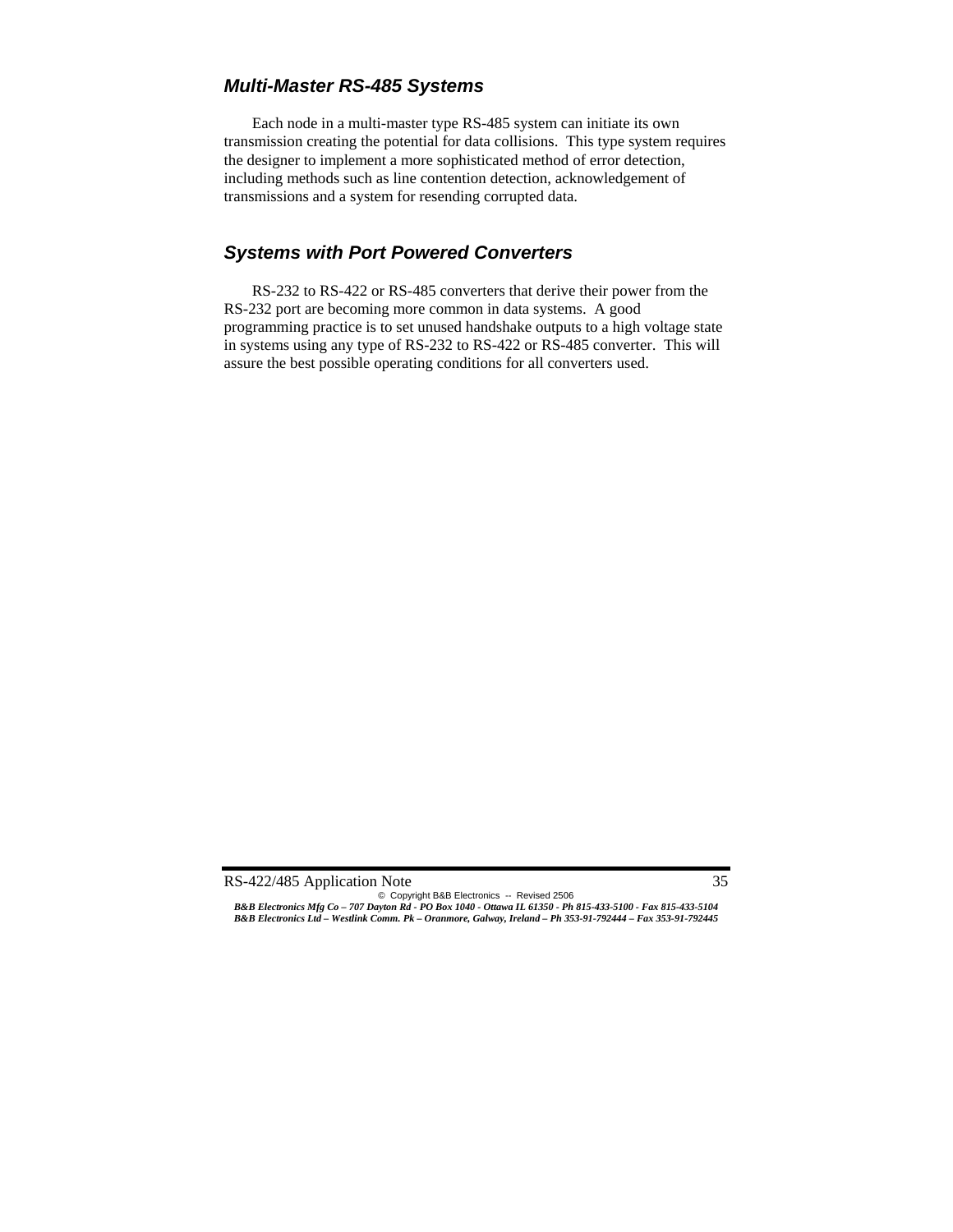### *Multi-Master RS-485 Systems*

Each node in a multi-master type RS-485 system can initiate its own transmission creating the potential for data collisions. This type system requires the designer to implement a more sophisticated method of error detection, including methods such as line contention detection, acknowledgement of transmissions and a system for resending corrupted data.

### *Systems with Port Powered Converters*

RS-232 to RS-422 or RS-485 converters that derive their power from the RS-232 port are becoming more common in data systems. A good programming practice is to set unused handshake outputs to a high voltage state in systems using any type of RS-232 to RS-422 or RS-485 converter. This will assure the best possible operating conditions for all converters used.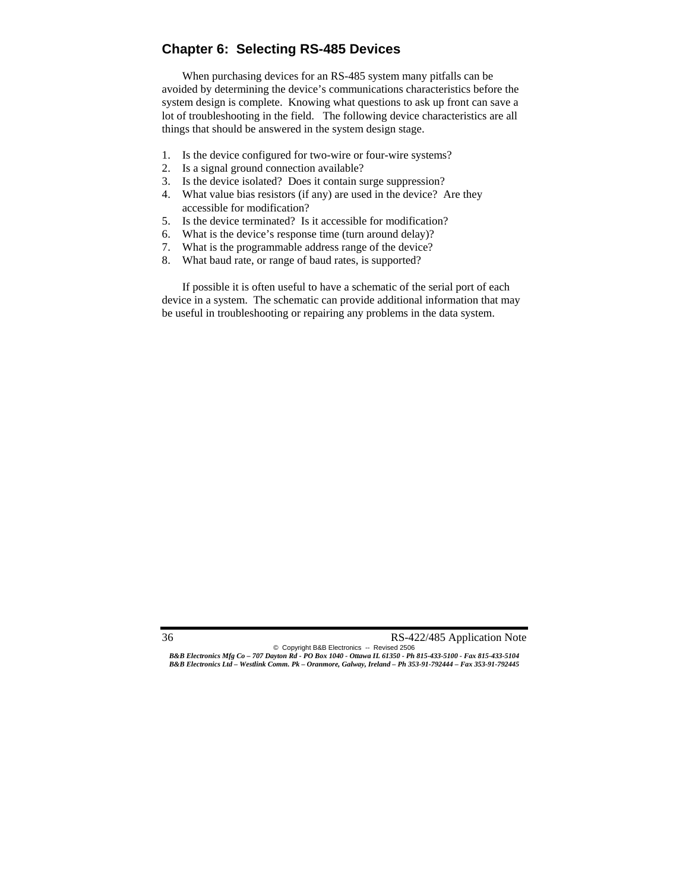## Chapter 6: Selecting RS-485 Devices

When purchasing devices for an RS-485 system many pitfalls can be avoided by determining the device's communications characteristics before the system design is complete. Knowing what questions to ask up front can save a lot of troubleshooting in the field. The following device characteristics are all things that should be answered in the system design stage.

1. Is the device configured for two-wire or four-wire systems?
2. Is a signal ground connection available?
3. Is the device isolated? Does it contain surge suppression?
4. What value bias resistors (if any) are used in the device? Are they accessible for modification?
5. Is the device terminated? Is it accessible for modification?
6. What is the device's response time (turn around delay)?
7. What is the programmable address range of the device?
8. What baud rate, or range of baud rates, is supported?

If possible it is often useful to have a schematic of the serial port of each device in a system. The schematic can provide additional information that may be useful in troubleshooting or repairing any problems in the data system.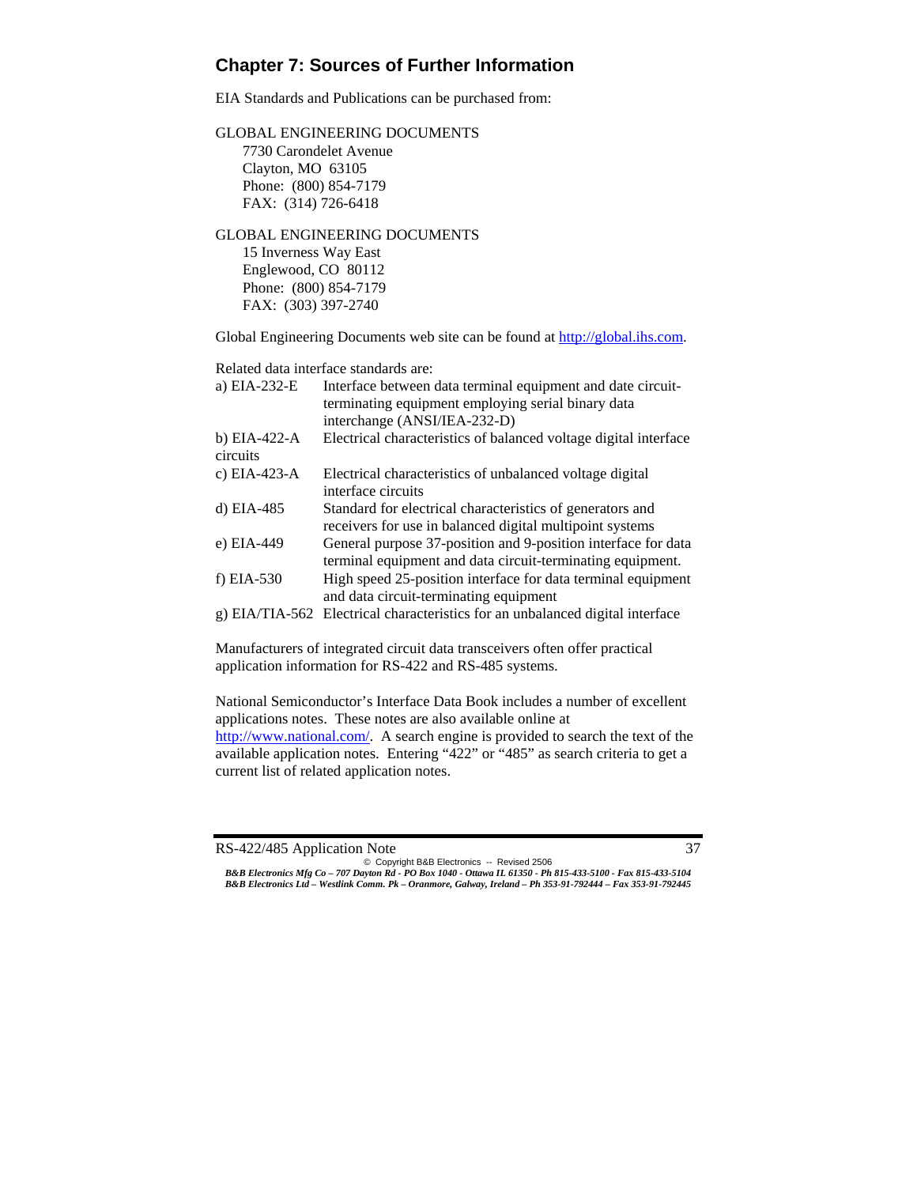## Chapter 7: Sources of Further Information

EIA Standards and Publications can be purchased from:

GLOBAL ENGINEERING DOCUMENTS
7730 Carondelet Avenue
Clayton, MO 63105
Phone: (800) 854-7179
FAX: (314) 726-6418

GLOBAL ENGINEERING DOCUMENTS
15 Inverness Way East
Englewood, CO 80112
Phone: (800) 854-7179
FAX: (303) 397-2740

Global Engineering Documents web site can be found at http://global.ihs.com.

Related data interface standards are:

| | |
|---|---|
| a) EIA-232-E | Interface between data terminal equipment and date circuit-terminating equipment employing serial binary data interchange (ANSI/IEA-232-D) |
| b) EIA-422-A circuits | Electrical characteristics of balanced voltage digital interface |
| c) EIA-423-A | Electrical characteristics of unbalanced voltage digital interface circuits |
| d) EIA-485 | Standard for electrical characteristics of generators and receivers for use in balanced digital multipoint systems |
| e) EIA-449 | General purpose 37-position and 9-position interface for data terminal equipment and data circuit-terminating equipment. |
| f) EIA-530 | High speed 25-position interface for data terminal equipment and data circuit-terminating equipment |
| g) EIA/TIA-562 | Electrical characteristics for an unbalanced digital interface |

Manufacturers of integrated circuit data transceivers often offer practical application information for RS-422 and RS-485 systems.

National Semiconductor's Interface Data Book includes a number of excellent applications notes. These notes are also available online at http://www.national.com/. A search engine is provided to search the text of the available application notes. Entering "422" or "485" as search criteria to get a current list of related application notes.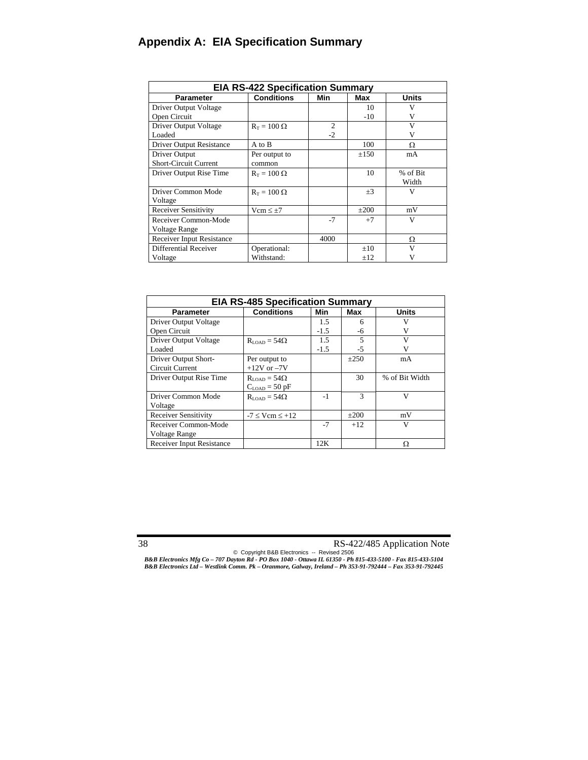# Appendix A: EIA Specification Summary

| EIA RS-422 Specification Summary | | | | |
|---|---|---|---|---|
| **Parameter** | **Conditions** | **Min** | **Max** | **Units** |
| Driver Output Voltage Open Circuit | | | 10<br>-10 | V<br>V |
| Driver Output Voltage Loaded | $R_T = 100\ \Omega$ | 2<br>-2 | | V<br>V |
| Driver Output Resistance | A to B | | 100 | Ω |
| Driver Output Short-Circuit Current | Per output to common | | ±150 | mA |
| Driver Output Rise Time | $R_T = 100\ \Omega$ | | 10 | % of Bit Width |
| Driver Common Mode Voltage | $R_T = 100\ \Omega$ | | ±3 | V |
| Receiver Sensitivity | $Vcm \leq \pm 7$ | | ±200 | mV |
| Receiver Common-Mode Voltage Range | | -7 | +7 | V |
| Receiver Input Resistance | | 4000 | | Ω |
| Differential Receiver Voltage | Operational:<br>Withstand: | | ±10<br>±12 | V<br>V |

| EIA RS-485 Specification Summary | | | | |
|---|---|---|---|---|
| **Parameter** | **Conditions** | **Min** | **Max** | **Units** |
| Driver Output Voltage Open Circuit | | 1.5<br>-1.5 | 6<br>-6 | V<br>V |
| Driver Output Voltage Loaded | $R_{LOAD} = 54\Omega$ | 1.5<br>-1.5 | 5<br>-5 | V<br>V |
| Driver Output Short-Circuit Current | Per output to +12V or –7V | | ±250 | mA |
| Driver Output Rise Time | $R_{LOAD} = 54\Omega$<br>$C_{LOAD} = 50$ pF | | 30 | % of Bit Width |
| Driver Common Mode Voltage | $R_{LOAD} = 54\Omega$ | -1 | 3 | V |
| Receiver Sensitivity | $-7 \leq Vcm \leq +12$ | | ±200 | mV |
| Receiver Common-Mode Voltage Range | | -7 | +12 | V |
| Receiver Input Resistance | | 12K | | Ω |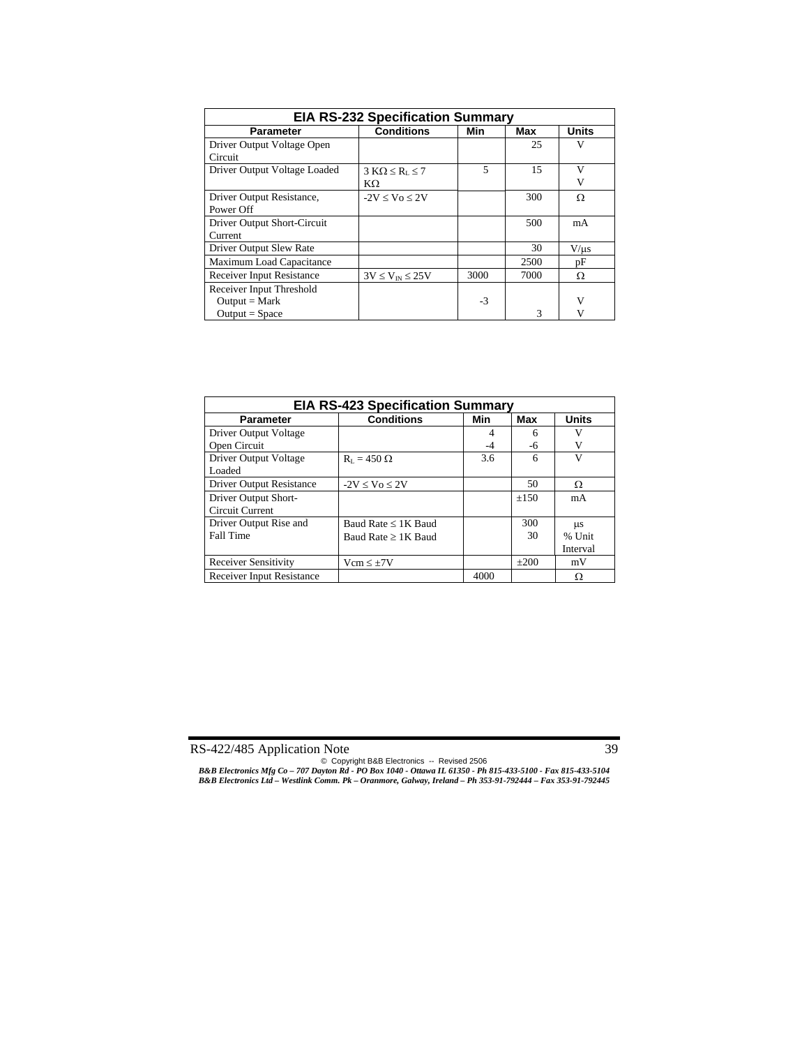**EIA RS-232 Specification Summary**

| Parameter | Conditions | Min | Max | Units |
|---|---|---|---|---|
| Driver Output Voltage Open Circuit | | | 25 | V |
| Driver Output Voltage Loaded | 3 KΩ ≤ $R_L$ ≤ 7 KΩ | 5 | 15 | V<br>V |
| Driver Output Resistance, Power Off | -2V ≤ Vo ≤ 2V | | 300 | Ω |
| Driver Output Short-Circuit Current | | | 500 | mA |
| Driver Output Slew Rate | | | 30 | V/μs |
| Maximum Load Capacitance | | | 2500 | pF |
| Receiver Input Resistance | 3V ≤ $V_{IN}$ ≤ 25V | 3000 | 7000 | Ω |
| Receiver Input Threshold<br>Output = Mark<br>Output = Space | | <br>-3<br> | <br><br>3 | <br>V<br>V |

**EIA RS-423 Specification Summary**

| Parameter | Conditions | Min | Max | Units |
|---|---|---|---|---|
| Driver Output Voltage Open Circuit | | 4<br>-4 | 6<br>-6 | V<br>V |
| Driver Output Voltage Loaded | $R_L$ = 450 Ω | 3.6 | 6 | V |
| Driver Output Resistance | -2V ≤ Vo ≤ 2V | | 50 | Ω |
| Driver Output Short-Circuit Current | | | ±150 | mA |
| Driver Output Rise and Fall Time | Baud Rate ≤ 1K Baud<br>Baud Rate ≥ 1K Baud | | 300<br>30 | μs<br>% Unit Interval |
| Receiver Sensitivity | Vcm ≤ ±7V | | ±200 | mV |
| Receiver Input Resistance | | 4000 | | Ω |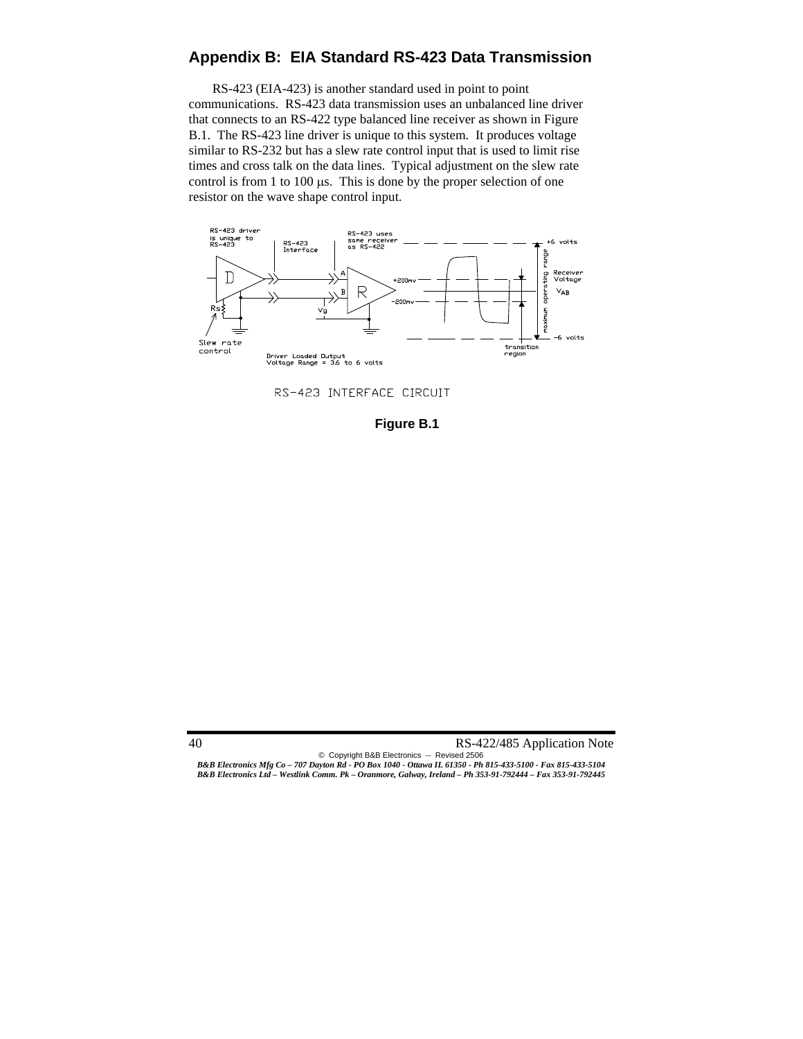## Appendix B: EIA Standard RS-423 Data Transmission

RS-423 (EIA-423) is another standard used in point to point communications. RS-423 data transmission uses an unbalanced line driver that connects to an RS-422 type balanced line receiver as shown in Figure B.1. The RS-423 line driver is unique to this system. It produces voltage similar to RS-232 but has a slew rate control input that is used to limit rise times and cross talk on the data lines. Typical adjustment on the slew rate control is from 1 to 100 μs. This is done by the proper selection of one resistor on the wave shape control input.

RS-423 driver is unique to RS-423

RS-423 Interface

RS-423 uses same receiver as RS-422

+6 volts

Receiver Voltage $V_{AB}$

maximum operating range

+200mv

-200mv

-6 volts

transition region

A

B

D

R

Rs

Vg

Slew rate control

Driver Loaded Output Voltage Range = 3.6 to 6 volts

RS-423 INTERFACE CIRCUIT

**Figure B.1**